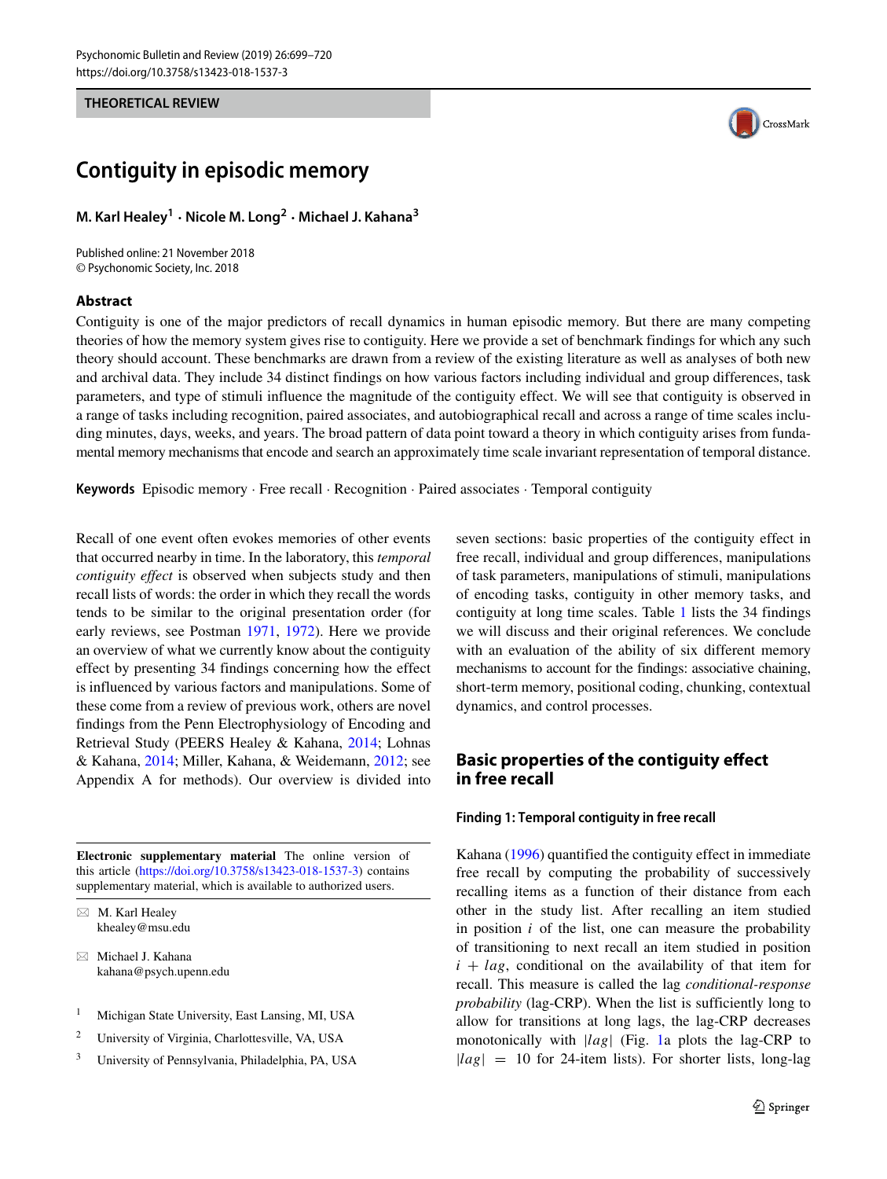THEORETICAL REVIEW

# Contiguity in episodic memory

**M. Karl Healey[1] · Nicole M. Long[2] · Michael J. Kahana[3]**

Published online: 21 November 2018
© Psychonomic Society, Inc. 2018

## Abstract

Contiguity is one of the major predictors of recall dynamics in human episodic memory. But there are many competing theories of how the memory system gives rise to contiguity. Here we provide a set of benchmark findings for which any such theory should account. These benchmarks are drawn from a review of the existing literature as well as analyses of both new and archival data. They include 34 distinct findings on how various factors including individual and group differences, task parameters, and type of stimuli influence the magnitude of the contiguity effect. We will see that contiguity is observed in a range of tasks including recognition, paired associates, and autobiographical recall and across a range of time scales including minutes, days, weeks, and years. The broad pattern of data point toward a theory in which contiguity arises from fundamental memory mechanisms that encode and search an approximately time scale invariant representation of temporal distance.

**Keywords** Episodic memory · Free recall · Recognition · Paired associates · Temporal contiguity

Recall of one event often evokes memories of other events that occurred nearby in time. In the laboratory, this *temporal contiguity effect* is observed when subjects study and then recall lists of words: the order in which they recall the words tends to be similar to the original presentation order (for early reviews, see Postman 1971, 1972). Here we provide an overview of what we currently know about the contiguity effect by presenting 34 findings concerning how the effect is influenced by various factors and manipulations. Some of these come from a review of previous work, others are novel findings from the Penn Electrophysiology of Encoding and Retrieval Study (PEERS Healey & Kahana, 2014; Lohnas & Kahana, 2014; Miller, Kahana, & Weidemann, 2012; see Appendix A for methods). Our overview is divided into seven sections: basic properties of the contiguity effect in free recall, individual and group differences, manipulations of task parameters, manipulations of stimuli, manipulations of encoding tasks, contiguity in other memory tasks, and contiguity at long time scales. Table 1 lists the 34 findings we will discuss and their original references. We conclude with an evaluation of the ability of six different memory mechanisms to account for the findings: associative chaining, short-term memory, positional coding, chunking, contextual dynamics, and control processes.

## Basic properties of the contiguity effect in free recall

### Finding 1: Temporal contiguity in free recall

Kahana (1996) quantified the contiguity effect in immediate free recall by computing the probability of successively recalling items as a function of their distance from each other in the study list. After recalling an item studied in position $i$ of the list, one can measure the probability of transitioning to next recall an item studied in position $i + lag$, conditional on the availability of that item for recall. This measure is called the lag *conditional-response probability* (lag-CRP). When the list is sufficiently long to allow for transitions at long lags, the lag-CRP decreases monotonically with $|lag|$ (Fig. 1a plots the lag-CRP to $|lag| = 10$ for 24-item lists). For shorter lists, long-lag

---

**Electronic supplementary material** The online version of this article (https://doi.org/10.3758/s13423-018-1537-3) contains supplementary material, which is available to authorized users.

✉ M. Karl Healey
khealey@msu.edu

✉ Michael J. Kahana
kahana@psych.upenn.edu

[1] Michigan State University, East Lansing, MI, USA

[2] University of Virginia, Charlottesville, VA, USA

[3] University of Pennsylvania, Philadelphia, PA, USA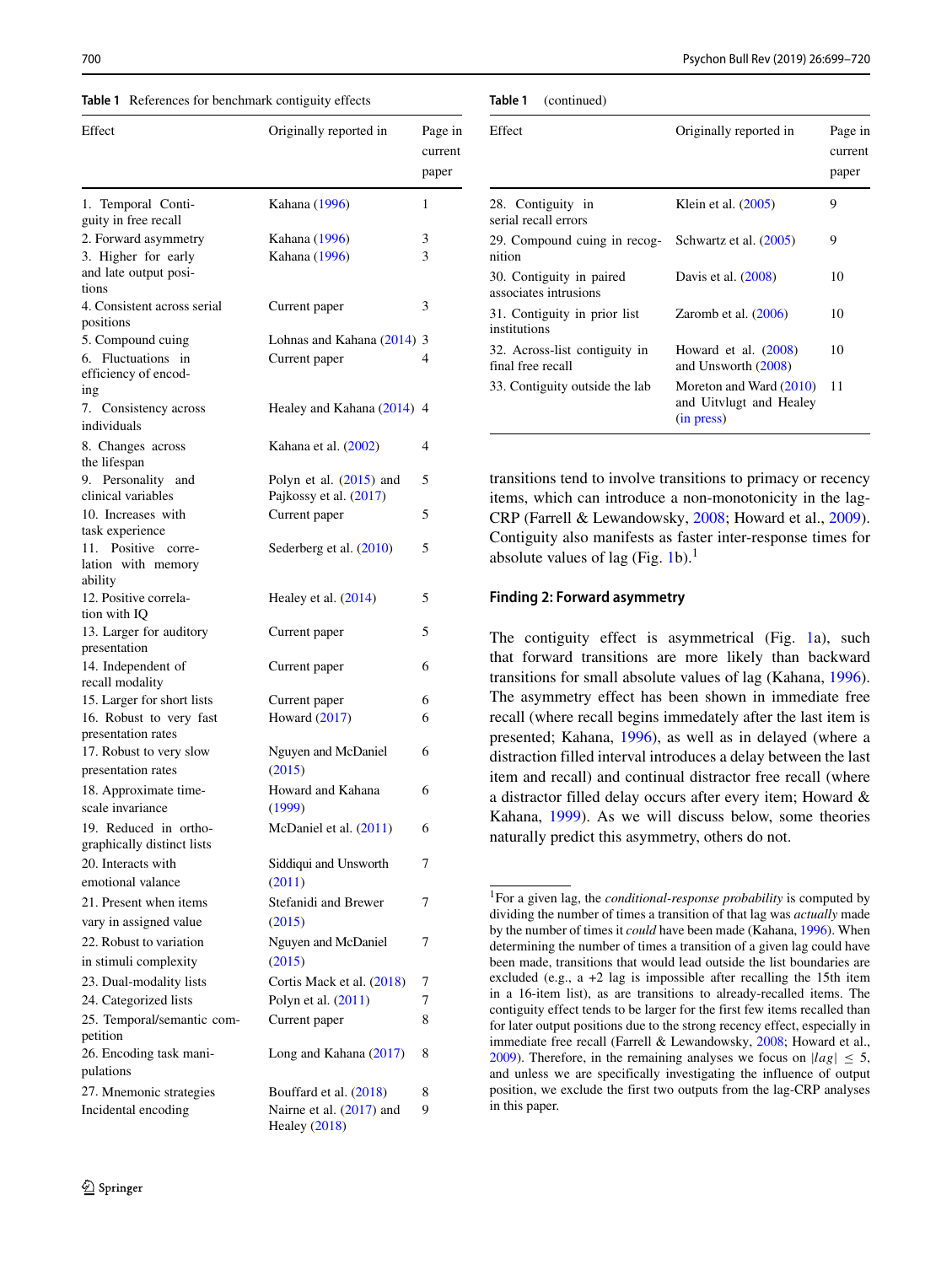**Table 1** References for benchmark contiguity effects

| Effect | Originally reported in | Page in current paper |
|---|---|---|
| 1. Temporal Contiguity in free recall | Kahana (1996) | 1 |
| 2. Forward asymmetry | Kahana (1996) | 3 |
| 3. Higher for early and late output positions | Kahana (1996) | 3 |
| 4. Consistent across serial positions | Current paper | 3 |
| 5. Compound cuing | Lohnas and Kahana (2014) | 3 |
| 6. Fluctuations in efficiency of encoding | Current paper | 4 |
| 7. Consistency across individuals | Healey and Kahana (2014) | 4 |
| 8. Changes across the lifespan | Kahana et al. (2002) | 4 |
| 9. Personality and clinical variables | Polyn et al. (2015) and Pajkossy et al. (2017) | 5 |
| 10. Increases with task experience | Current paper | 5 |
| 11. Positive correlation with memory ability | Sederberg et al. (2010) | 5 |
| 12. Positive correlation with IQ | Healey et al. (2014) | 5 |
| 13. Larger for auditory presentation | Current paper | 5 |
| 14. Independent of recall modality | Current paper | 6 |
| 15. Larger for short lists | Current paper | 6 |
| 16. Robust to very fast presentation rates | Howard (2017) | 6 |
| 17. Robust to very slow presentation rates | Nguyen and McDaniel (2015) | 6 |
| 18. Approximate timescale invariance | Howard and Kahana (1999) | 6 |
| 19. Reduced in orthographically distinct lists | McDaniel et al. (2011) | 6 |
| 20. Interacts with emotional valance | Siddiqui and Unsworth (2011) | 7 |
| 21. Present when items vary in assigned value | Stefanidi and Brewer (2015) | 7 |
| 22. Robust to variation in stimuli complexity | Nguyen and McDaniel (2015) | 7 |
| 23. Dual-modality lists | Cortis Mack et al. (2018) | 7 |
| 24. Categorized lists | Polyn et al. (2011) | 7 |
| 25. Temporal/semantic competition | Current paper | 8 |
| 26. Encoding task manipulations | Long and Kahana (2017) | 8 |
| 27. Mnemonic strategies | Bouffard et al. (2018) | 8 |
| Incidental encoding | Nairne et al. (2017) and Healey (2018) | 9 |
| 28. Contiguity in serial recall errors | Klein et al. (2005) | 9 |
| 29. Compound cuing in recognition | Schwartz et al. (2005) | 9 |
| 30. Contiguity in paired associates intrusions | Davis et al. (2008) | 10 |
| 31. Contiguity in prior list institutions | Zaromb et al. (2006) | 10 |
| 32. Across-list contiguity in final free recall | Howard et al. (2008) and Unsworth (2008) | 10 |
| 33. Contiguity outside the lab | Moreton and Ward (2010) and Uitvlugt and Healey (in press) | 11 |

transitions tend to involve transitions to primacy or recency items, which can introduce a non-monotonicity in the lag-CRP (Farrell & Lewandowsky, 2008; Howard et al., 2009). Contiguity also manifests as faster inter-response times for absolute values of lag (Fig. 1b).[1]

### Finding 2: Forward asymmetry

The contiguity effect is asymmetrical (Fig. 1a), such that forward transitions are more likely than backward transitions for small absolute values of lag (Kahana, 1996). The asymmetry effect has been shown in immediate free recall (where recall begins immedately after the last item is presented; Kahana, 1996), as well as in delayed (where a distraction filled interval introduces a delay between the last item and recall) and continual distractor free recall (where a distractor filled delay occurs after every item; Howard & Kahana, 1999). As we will discuss below, some theories naturally predict this asymmetry, others do not.

[1] For a given lag, the *conditional-response probability* is computed by dividing the number of times a transition of that lag was *actually* made by the number of times it *could* have been made (Kahana, 1996). When determining the number of times a transition of a given lag could have been made, transitions that would lead outside the list boundaries are excluded (e.g., a +2 lag is impossible after recalling the 15th item in a 16-item list), as are transitions to already-recalled items. The contiguity effect tends to be larger for the first few items recalled than for later output positions due to the strong recency effect, especially in immediate free recall (Farrell & Lewandowsky, 2008; Howard et al., 2009). Therefore, in the remaining analyses we focus on $|lag| \leq 5$, and unless we are specifically investigating the influence of output position, we exclude the first two outputs from the lag-CRP analyses in this paper.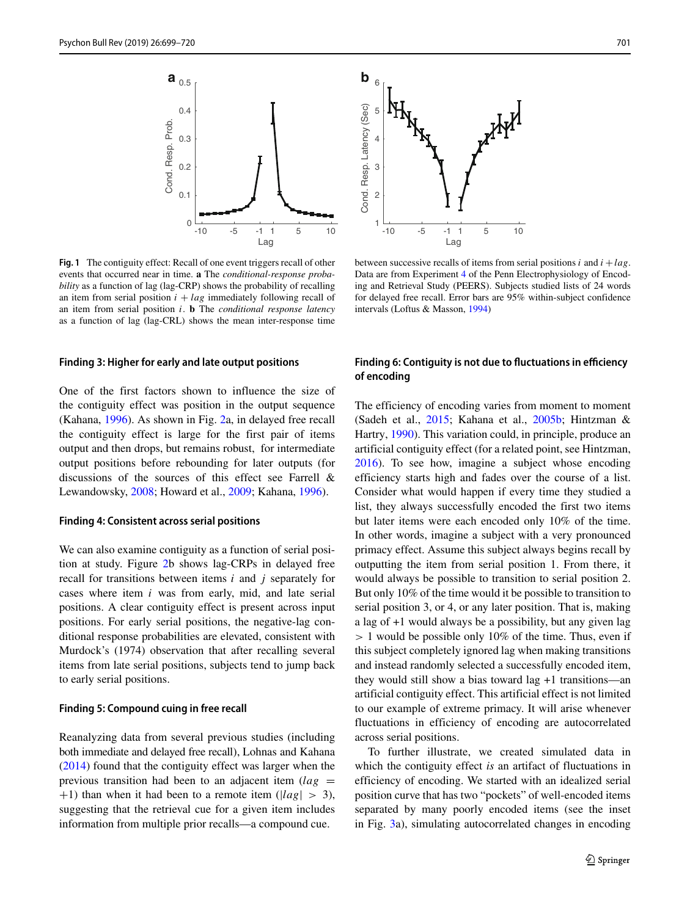**Fig. 1** The contiguity effect: Recall of one event triggers recall of other events that occurred near in time. **a** The *conditional-response probability* as a function of lag (lag-CRP) shows the probability of recalling an item from serial position $i + lag$ immediately following recall of an item from serial position $i$. **b** The *conditional response latency* as a function of lag (lag-CRL) shows the mean inter-response time between successive recalls of items from serial positions $i$ and $i + lag$. Data are from Experiment 4 of the Penn Electrophysiology of Encoding and Retrieval Study (PEERS). Subjects studied lists of 24 words for delayed free recall. Error bars are 95% within-subject confidence intervals (Loftus & Masson, 1994)

#### Finding 3: Higher for early and late output positions

One of the first factors shown to influence the size of the contiguity effect was position in the output sequence (Kahana, 1996). As shown in Fig. 2a, in delayed free recall the contiguity effect is large for the first pair of items output and then drops, but remains robust, for intermediate output positions before rebounding for later outputs (for discussions of the sources of this effect see Farrell & Lewandowsky, 2008; Howard et al., 2009; Kahana, 1996).

#### Finding 4: Consistent across serial positions

We can also examine contiguity as a function of serial position at study. Figure 2b shows lag-CRPs in delayed free recall for transitions between items $i$ and $j$ separately for cases where item $i$ was from early, mid, and late serial positions. A clear contiguity effect is present across input positions. For early serial positions, the negative-lag conditional response probabilities are elevated, consistent with Murdock's (1974) observation that after recalling several items from late serial positions, subjects tend to jump back to early serial positions.

#### Finding 5: Compound cuing in free recall

Reanalyzing data from several previous studies (including both immediate and delayed free recall), Lohnas and Kahana (2014) found that the contiguity effect was larger when the previous transition had been to an adjacent item ($lag = +1$) than when it had been to a remote item ($|lag| > 3$), suggesting that the retrieval cue for a given item includes information from multiple prior recalls—a compound cue.

#### Finding 6: Contiguity is not due to fluctuations in efficiency of encoding

The efficiency of encoding varies from moment to moment (Sadeh et al., 2015; Kahana et al., 2005b; Hintzman & Hartry, 1990). This variation could, in principle, produce an artificial contiguity effect (for a related point, see Hintzman, 2016). To see how, imagine a subject whose encoding efficiency starts high and fades over the course of a list. Consider what would happen if every time they studied a list, they always successfully encoded the first two items but later items were each encoded only 10% of the time. In other words, imagine a subject with a very pronounced primacy effect. Assume this subject always begins recall by outputting the item from serial position 1. From there, it would always be possible to transition to serial position 2. But only 10% of the time would it be possible to transition to serial position 3, or 4, or any later position. That is, making a lag of +1 would always be a possibility, but any given lag $> 1$ would be possible only 10% of the time. Thus, even if this subject completely ignored lag when making transitions and instead randomly selected a successfully encoded item, they would still show a bias toward lag +1 transitions—an artificial contiguity effect. This artificial effect is not limited to our example of extreme primacy. It will arise whenever fluctuations in efficiency of encoding are autocorrelated across serial positions.

To further illustrate, we created simulated data in which the contiguity effect *is* an artifact of fluctuations in efficiency of encoding. We started with an idealized serial position curve that has two "pockets" of well-encoded items separated by many poorly encoded items (see the inset in Fig. 3a), simulating autocorrelated changes in encoding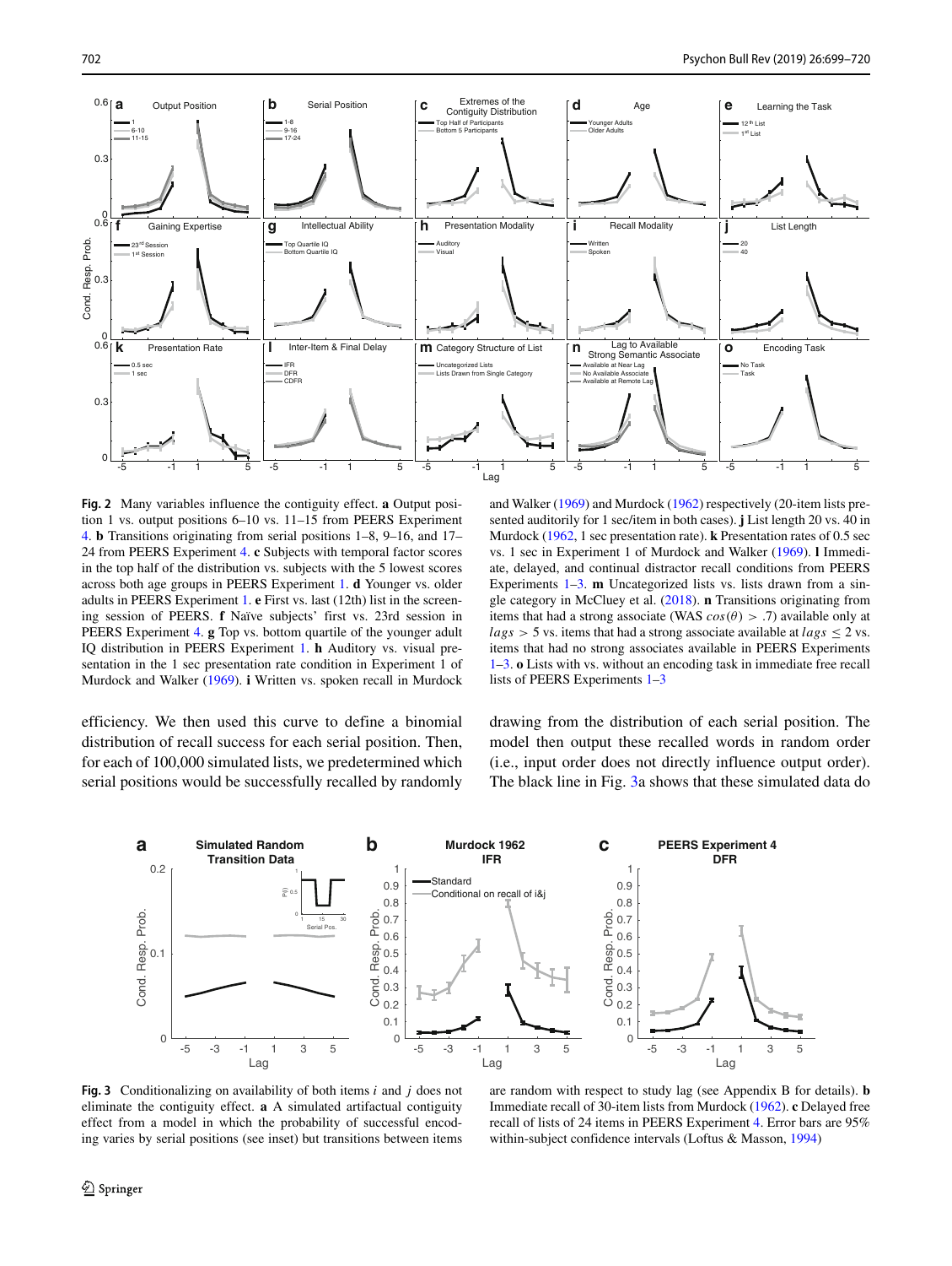**Fig. 2** Many variables influence the contiguity effect. **a** Output position 1 vs. output positions 6–10 vs. 11–15 from PEERS Experiment 4. **b** Transitions originating from serial positions 1–8, 9–16, and 17–24 from PEERS Experiment 4. **c** Subjects with temporal factor scores in the top half of the distribution vs. subjects with the 5 lowest scores across both age groups in PEERS Experiment 1. **d** Younger vs. older adults in PEERS Experiment 1. **e** First vs. last (12th) list in the screening session of PEERS. **f** Naïve subjects' first vs. 23rd session in PEERS Experiment 4. **g** Top vs. bottom quartile of the younger adult IQ distribution in PEERS Experiment 1. **h** Auditory vs. visual presentation in the 1 sec presentation rate condition in Experiment 1 of Murdock and Walker (1969). **i** Written vs. spoken recall in Murdock and Walker (1969) and Murdock (1962) respectively (20-item lists presented auditorily for 1 sec/item in both cases). **j** List length 20 vs. 40 in Murdock (1962, 1 sec presentation rate). **k** Presentation rates of 0.5 sec vs. 1 sec in Experiment 1 of Murdock and Walker (1969). **l** Immediate, delayed, and continual distractor recall conditions from PEERS Experiments 1–3. **m** Uncategorized lists vs. lists drawn from a single category in McCluey et al. (2018). **n** Transitions originating from items that had a strong associate (WAS $cos(\theta) > .7$) available only at $lags > 5$ vs. items that had a strong associate available at $lags \leq 2$ vs. items that had no strong associates available in PEERS Experiments 1–3. **o** Lists with vs. without an encoding task in immediate free recall lists of PEERS Experiments 1–3

efficiency. We then used this curve to define a binomial distribution of recall success for each serial position. Then, for each of 100,000 simulated lists, we predetermined which serial positions would be successfully recalled by randomly drawing from the distribution of each serial position. The model then output these recalled words in random order (i.e., input order does not directly influence output order). The black line in Fig. 3a shows that these simulated data do

**Fig. 3** Conditionalizing on availability of both items $i$ and $j$ does not eliminate the contiguity effect. **a** A simulated artifactual contiguity effect from a model in which the probability of successful encoding varies by serial positions (see inset) but transitions between items are random with respect to study lag (see Appendix B for details). **b** Immediate recall of 30-item lists from Murdock (1962). **c** Delayed free recall of lists of 24 items in PEERS Experiment 4. Error bars are 95% within-subject confidence intervals (Loftus & Masson, 1994)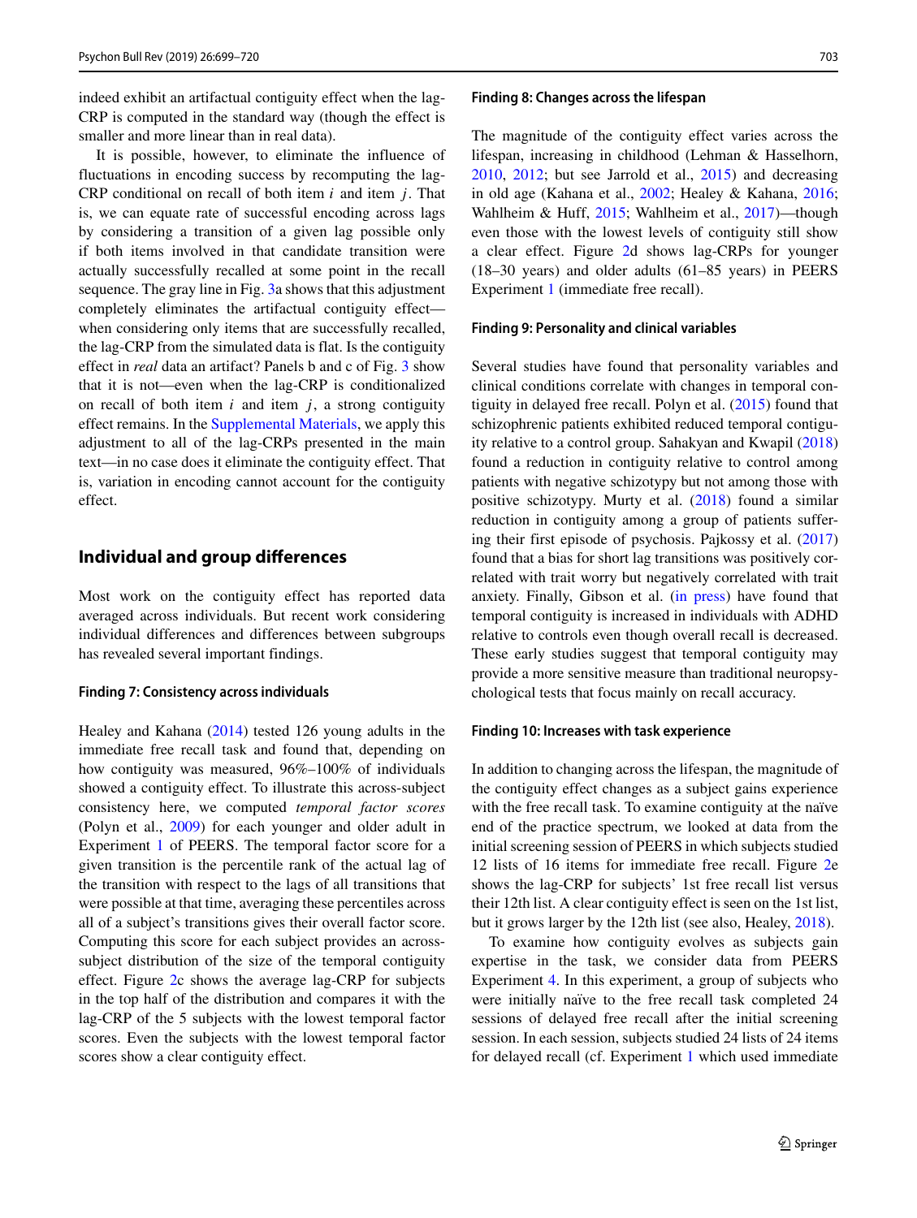indeed exhibit an artifactual contiguity effect when the lag-CRP is computed in the standard way (though the effect is smaller and more linear than in real data).

It is possible, however, to eliminate the influence of fluctuations in encoding success by recomputing the lag-CRP conditional on recall of both item $i$ and item $j$. That is, we can equate rate of successful encoding across lags by considering a transition of a given lag possible only if both items involved in that candidate transition were actually successfully recalled at some point in the recall sequence. The gray line in Fig. 3a shows that this adjustment completely eliminates the artifactual contiguity effect—when considering only items that are successfully recalled, the lag-CRP from the simulated data is flat. Is the contiguity effect in *real* data an artifact? Panels b and c of Fig. 3 show that it is not—even when the lag-CRP is conditionalized on recall of both item $i$ and item $j$, a strong contiguity effect remains. In the Supplemental Materials, we apply this adjustment to all of the lag-CRPs presented in the main text—in no case does it eliminate the contiguity effect. That is, variation in encoding cannot account for the contiguity effect.

## Individual and group differences

Most work on the contiguity effect has reported data averaged across individuals. But recent work considering individual differences and differences between subgroups has revealed several important findings.

### Finding 7: Consistency across individuals

Healey and Kahana (2014) tested 126 young adults in the immediate free recall task and found that, depending on how contiguity was measured, 96%–100% of individuals showed a contiguity effect. To illustrate this across-subject consistency here, we computed *temporal factor scores* (Polyn et al., 2009) for each younger and older adult in Experiment 1 of PEERS. The temporal factor score for a given transition is the percentile rank of the actual lag of the transition with respect to the lags of all transitions that were possible at that time, averaging these percentiles across all of a subject's transitions gives their overall factor score. Computing this score for each subject provides an across-subject distribution of the size of the temporal contiguity effect. Figure 2c shows the average lag-CRP for subjects in the top half of the distribution and compares it with the lag-CRP of the 5 subjects with the lowest temporal factor scores. Even the subjects with the lowest temporal factor scores show a clear contiguity effect.

### Finding 8: Changes across the lifespan

The magnitude of the contiguity effect varies across the lifespan, increasing in childhood (Lehman & Hasselhorn, 2010, 2012; but see Jarrold et al., 2015) and decreasing in old age (Kahana et al., 2002; Healey & Kahana, 2016; Wahlheim & Huff, 2015; Wahlheim et al., 2017)—though even those with the lowest levels of contiguity still show a clear effect. Figure 2d shows lag-CRPs for younger (18–30 years) and older adults (61–85 years) in PEERS Experiment 1 (immediate free recall).

### Finding 9: Personality and clinical variables

Several studies have found that personality variables and clinical conditions correlate with changes in temporal contiguity in delayed free recall. Polyn et al. (2015) found that schizophrenic patients exhibited reduced temporal contiguity relative to a control group. Sahakyan and Kwapil (2018) found a reduction in contiguity relative to control among patients with negative schizotypy but not among those with positive schizotypy. Murty et al. (2018) found a similar reduction in contiguity among a group of patients suffering their first episode of psychosis. Pajkossy et al. (2017) found that a bias for short lag transitions was positively correlated with trait worry but negatively correlated with trait anxiety. Finally, Gibson et al. (in press) have found that temporal contiguity is increased in individuals with ADHD relative to controls even though overall recall is decreased. These early studies suggest that temporal contiguity may provide a more sensitive measure than traditional neuropsychological tests that focus mainly on recall accuracy.

### Finding 10: Increases with task experience

In addition to changing across the lifespan, the magnitude of the contiguity effect changes as a subject gains experience with the free recall task. To examine contiguity at the naïve end of the practice spectrum, we looked at data from the initial screening session of PEERS in which subjects studied 12 lists of 16 items for immediate free recall. Figure 2e shows the lag-CRP for subjects' 1st free recall list versus their 12th list. A clear contiguity effect is seen on the 1st list, but it grows larger by the 12th list (see also, Healey, 2018).

To examine how contiguity evolves as subjects gain expertise in the task, we consider data from PEERS Experiment 4. In this experiment, a group of subjects who were initially naïve to the free recall task completed 24 sessions of delayed free recall after the initial screening session. In each session, subjects studied 24 lists of 24 items for delayed recall (cf. Experiment 1 which used immediate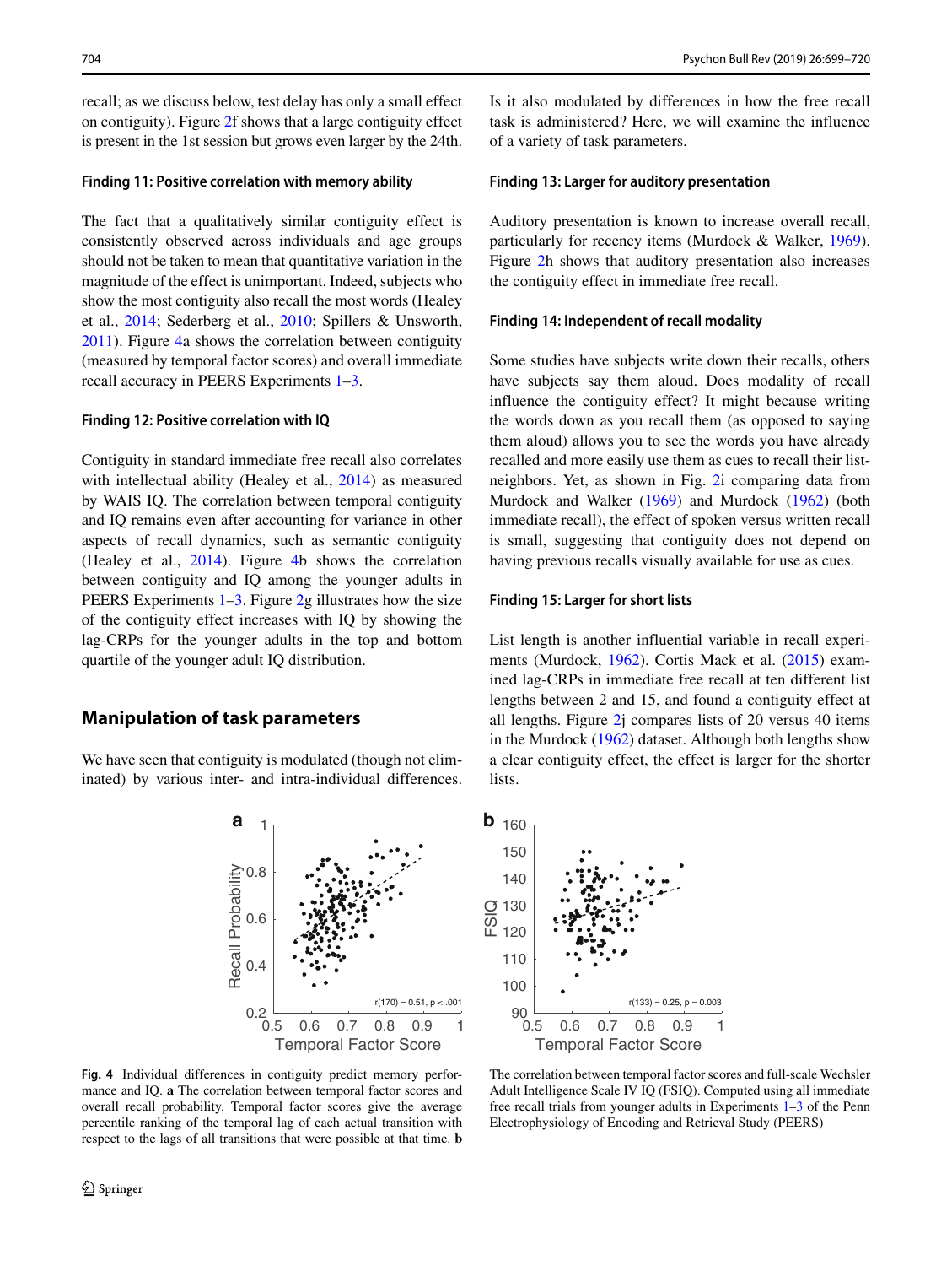recall; as we discuss below, test delay has only a small effect on contiguity). Figure 2f shows that a large contiguity effect is present in the 1st session but grows even larger by the 24th.

#### Finding 11: Positive correlation with memory ability

The fact that a qualitatively similar contiguity effect is consistently observed across individuals and age groups should not be taken to mean that quantitative variation in the magnitude of the effect is unimportant. Indeed, subjects who show the most contiguity also recall the most words (Healey et al., 2014; Sederberg et al., 2010; Spillers & Unsworth, 2011). Figure 4a shows the correlation between contiguity (measured by temporal factor scores) and overall immediate recall accuracy in PEERS Experiments 1–3.

#### Finding 12: Positive correlation with IQ

Contiguity in standard immediate free recall also correlates with intellectual ability (Healey et al., 2014) as measured by WAIS IQ. The correlation between temporal contiguity and IQ remains even after accounting for variance in other aspects of recall dynamics, such as semantic contiguity (Healey et al., 2014). Figure 4b shows the correlation between contiguity and IQ among the younger adults in PEERS Experiments 1–3. Figure 2g illustrates how the size of the contiguity effect increases with IQ by showing the lag-CRPs for the younger adults in the top and bottom quartile of the younger adult IQ distribution.

## Manipulation of task parameters

We have seen that contiguity is modulated (though not eliminated) by various inter- and intra-individual differences. Is it also modulated by differences in how the free recall task is administered? Here, we will examine the influence of a variety of task parameters.

#### Finding 13: Larger for auditory presentation

Auditory presentation is known to increase overall recall, particularly for recency items (Murdock & Walker, 1969). Figure 2h shows that auditory presentation also increases the contiguity effect in immediate free recall.

#### Finding 14: Independent of recall modality

Some studies have subjects write down their recalls, others have subjects say them aloud. Does modality of recall influence the contiguity effect? It might because writing the words down as you recall them (as opposed to saying them aloud) allows you to see the words you have already recalled and more easily use them as cues to recall their list-neighbors. Yet, as shown in Fig. 2i comparing data from Murdock and Walker (1969) and Murdock (1962) (both immediate recall), the effect of spoken versus written recall is small, suggesting that contiguity does not depend on having previous recalls visually available for use as cues.

#### Finding 15: Larger for short lists

List length is another influential variable in recall experiments (Murdock, 1962). Cortis Mack et al. (2015) examined lag-CRPs in immediate free recall at ten different list lengths between 2 and 15, and found a contiguity effect at all lengths. Figure 2j compares lists of 20 versus 40 items in the Murdock (1962) dataset. Although both lengths show a clear contiguity effect, the effect is larger for the shorter lists.

**Fig. 4** Individual differences in contiguity predict memory performance and IQ. **a** The correlation between temporal factor scores and overall recall probability. Temporal factor scores give the average percentile ranking of the temporal lag of each actual transition with respect to the lags of all transitions that were possible at that time. **b** The correlation between temporal factor scores and full-scale Wechsler Adult Intelligence Scale IV IQ (FSIQ). Computed using all immediate free recall trials from younger adults in Experiments 1–3 of the Penn Electrophysiology of Encoding and Retrieval Study (PEERS)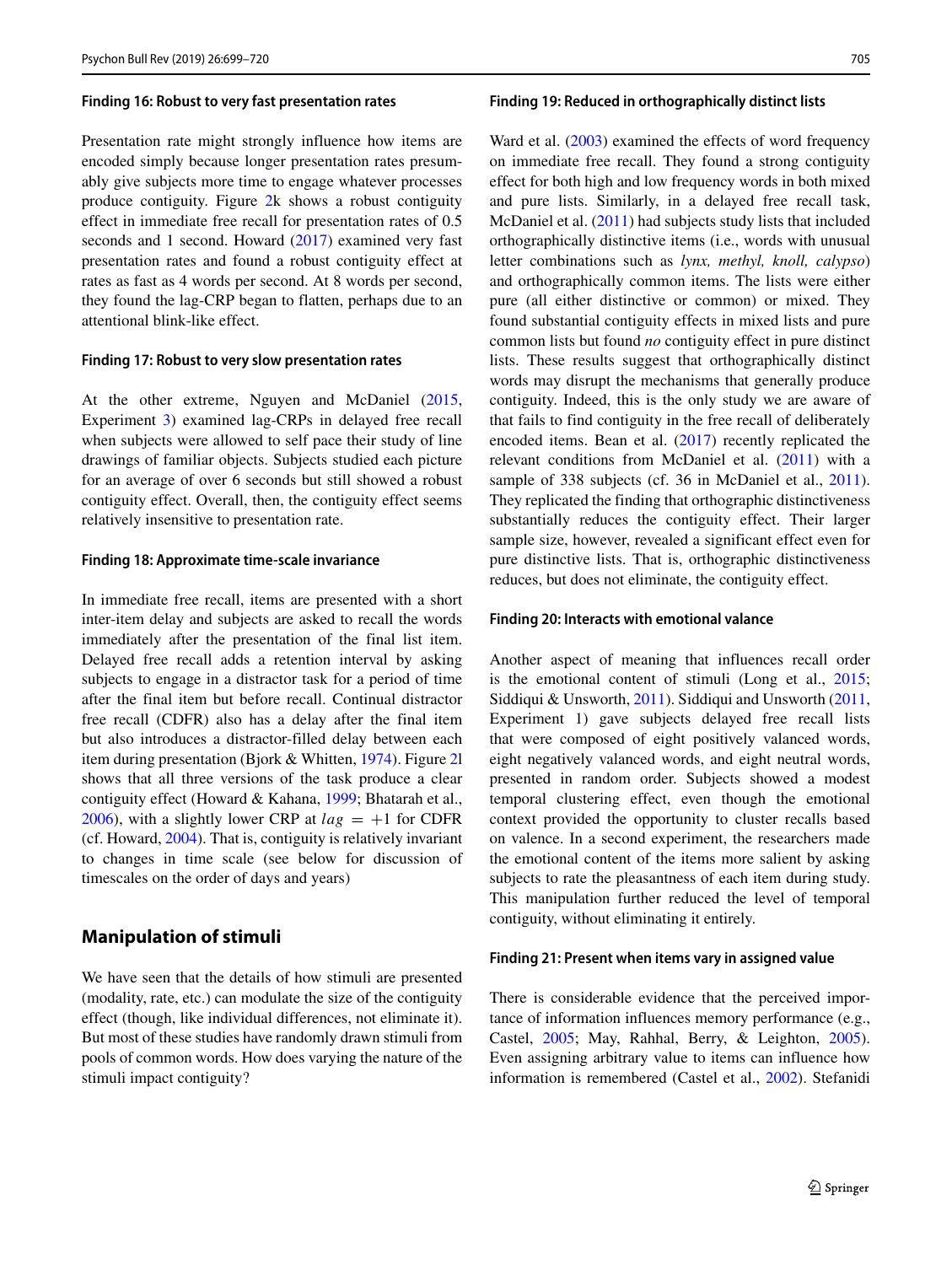#### Finding 16: Robust to very fast presentation rates

Presentation rate might strongly influence how items are encoded simply because longer presentation rates presumably give subjects more time to engage whatever processes produce contiguity. Figure 2k shows a robust contiguity effect in immediate free recall for presentation rates of 0.5 seconds and 1 second. Howard (2017) examined very fast presentation rates and found a robust contiguity effect at rates as fast as 4 words per second. At 8 words per second, they found the lag-CRP began to flatten, perhaps due to an attentional blink-like effect.

#### Finding 17: Robust to very slow presentation rates

At the other extreme, Nguyen and McDaniel (2015, Experiment 3) examined lag-CRPs in delayed free recall when subjects were allowed to self pace their study of line drawings of familiar objects. Subjects studied each picture for an average of over 6 seconds but still showed a robust contiguity effect. Overall, then, the contiguity effect seems relatively insensitive to presentation rate.

#### Finding 18: Approximate time-scale invariance

In immediate free recall, items are presented with a short inter-item delay and subjects are asked to recall the words immediately after the presentation of the final list item. Delayed free recall adds a retention interval by asking subjects to engage in a distractor task for a period of time after the final item but before recall. Continual distractor free recall (CDFR) also has a delay after the final item but also introduces a distractor-filled delay between each item during presentation (Bjork & Whitten, 1974). Figure 2l shows that all three versions of the task produce a clear contiguity effect (Howard & Kahana, 1999; Bhatarah et al., 2006), with a slightly lower CRP at $lag = +1$ for CDFR (cf. Howard, 2004). That is, contiguity is relatively invariant to changes in time scale (see below for discussion of timescales on the order of days and years)

## Manipulation of stimuli

We have seen that the details of how stimuli are presented (modality, rate, etc.) can modulate the size of the contiguity effect (though, like individual differences, not eliminate it). But most of these studies have randomly drawn stimuli from pools of common words. How does varying the nature of the stimuli impact contiguity?

#### Finding 19: Reduced in orthographically distinct lists

Ward et al. (2003) examined the effects of word frequency on immediate free recall. They found a strong contiguity effect for both high and low frequency words in both mixed and pure lists. Similarly, in a delayed free recall task, McDaniel et al. (2011) had subjects study lists that included orthographically distinctive items (i.e., words with unusual letter combinations such as *lynx, methyl, knoll, calypso*) and orthographically common items. The lists were either pure (all either distinctive or common) or mixed. They found substantial contiguity effects in mixed lists and pure common lists but found *no* contiguity effect in pure distinct lists. These results suggest that orthographically distinct words may disrupt the mechanisms that generally produce contiguity. Indeed, this is the only study we are aware of that fails to find contiguity in the free recall of deliberately encoded items. Bean et al. (2017) recently replicated the relevant conditions from McDaniel et al. (2011) with a sample of 338 subjects (cf. 36 in McDaniel et al., 2011). They replicated the finding that orthographic distinctiveness substantially reduces the contiguity effect. Their larger sample size, however, revealed a significant effect even for pure distinctive lists. That is, orthographic distinctiveness reduces, but does not eliminate, the contiguity effect.

#### Finding 20: Interacts with emotional valance

Another aspect of meaning that influences recall order is the emotional content of stimuli (Long et al., 2015; Siddiqui & Unsworth, 2011). Siddiqui and Unsworth (2011, Experiment 1) gave subjects delayed free recall lists that were composed of eight positively valanced words, eight negatively valanced words, and eight neutral words, presented in random order. Subjects showed a modest temporal clustering effect, even though the emotional context provided the opportunity to cluster recalls based on valence. In a second experiment, the researchers made the emotional content of the items more salient by asking subjects to rate the pleasantness of each item during study. This manipulation further reduced the level of temporal contiguity, without eliminating it entirely.

#### Finding 21: Present when items vary in assigned value

There is considerable evidence that the perceived importance of information influences memory performance (e.g., Castel, 2005; May, Rahhal, Berry, & Leighton, 2005). Even assigning arbitrary value to items can influence how information is remembered (Castel et al., 2002). Stefanidi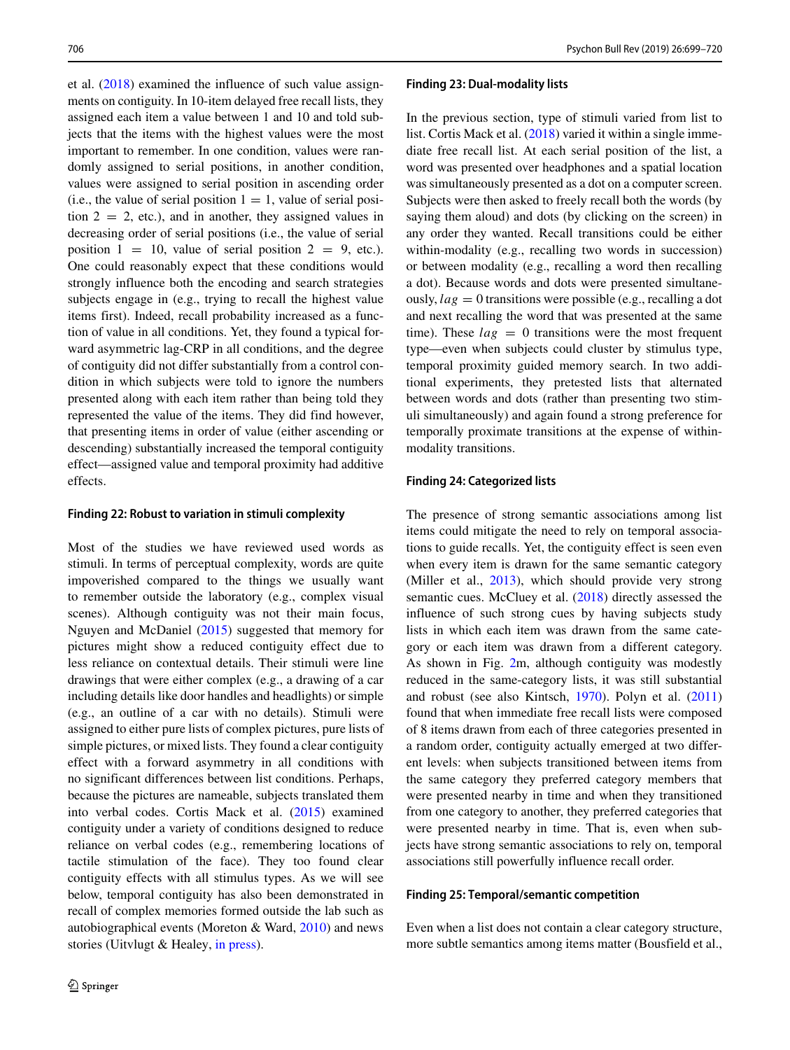et al. (2018) examined the influence of such value assignments on contiguity. In 10-item delayed free recall lists, they assigned each item a value between 1 and 10 and told subjects that the items with the highest values were the most important to remember. In one condition, values were randomly assigned to serial positions, in another condition, values were assigned to serial position in ascending order (i.e., the value of serial position $1 = 1$, value of serial position $2 = 2$, etc.), and in another, they assigned values in decreasing order of serial positions (i.e., the value of serial position $1 = 10$, value of serial position $2 = 9$, etc.). One could reasonably expect that these conditions would strongly influence both the encoding and search strategies subjects engage in (e.g., trying to recall the highest value items first). Indeed, recall probability increased as a function of value in all conditions. Yet, they found a typical forward asymmetric lag-CRP in all conditions, and the degree of contiguity did not differ substantially from a control condition in which subjects were told to ignore the numbers presented along with each item rather than being told they represented the value of the items. They did find however, that presenting items in order of value (either ascending or descending) substantially increased the temporal contiguity effect—assigned value and temporal proximity had additive effects.

#### Finding 22: Robust to variation in stimuli complexity

Most of the studies we have reviewed used words as stimuli. In terms of perceptual complexity, words are quite impoverished compared to the things we usually want to remember outside the laboratory (e.g., complex visual scenes). Although contiguity was not their main focus, Nguyen and McDaniel (2015) suggested that memory for pictures might show a reduced contiguity effect due to less reliance on contextual details. Their stimuli were line drawings that were either complex (e.g., a drawing of a car including details like door handles and headlights) or simple (e.g., an outline of a car with no details). Stimuli were assigned to either pure lists of complex pictures, pure lists of simple pictures, or mixed lists. They found a clear contiguity effect with a forward asymmetry in all conditions with no significant differences between list conditions. Perhaps, because the pictures are nameable, subjects translated them into verbal codes. Cortis Mack et al. (2015) examined contiguity under a variety of conditions designed to reduce reliance on verbal codes (e.g., remembering locations of tactile stimulation of the face). They too found clear contiguity effects with all stimulus types. As we will see below, temporal contiguity has also been demonstrated in recall of complex memories formed outside the lab such as autobiographical events (Moreton & Ward, 2010) and news stories (Uitvlugt & Healey, in press).

#### Finding 23: Dual-modality lists

In the previous section, type of stimuli varied from list to list. Cortis Mack et al. (2018) varied it within a single immediate free recall list. At each serial position of the list, a word was presented over headphones and a spatial location was simultaneously presented as a dot on a computer screen. Subjects were then asked to freely recall both the words (by saying them aloud) and dots (by clicking on the screen) in any order they wanted. Recall transitions could be either within-modality (e.g., recalling two words in succession) or between modality (e.g., recalling a word then recalling a dot). Because words and dots were presented simultaneously, $lag = 0$ transitions were possible (e.g., recalling a dot and next recalling the word that was presented at the same time). These $lag = 0$ transitions were the most frequent type—even when subjects could cluster by stimulus type, temporal proximity guided memory search. In two additional experiments, they pretested lists that alternated between words and dots (rather than presenting two stimuli simultaneously) and again found a strong preference for temporally proximate transitions at the expense of within-modality transitions.

#### Finding 24: Categorized lists

The presence of strong semantic associations among list items could mitigate the need to rely on temporal associations to guide recalls. Yet, the contiguity effect is seen even when every item is drawn for the same semantic category (Miller et al., 2013), which should provide very strong semantic cues. McCluey et al. (2018) directly assessed the influence of such strong cues by having subjects study lists in which each item was drawn from the same category or each item was drawn from a different category. As shown in Fig. 2m, although contiguity was modestly reduced in the same-category lists, it was still substantial and robust (see also Kintsch, 1970). Polyn et al. (2011) found that when immediate free recall lists were composed of 8 items drawn from each of three categories presented in a random order, contiguity actually emerged at two different levels: when subjects transitioned between items from the same category they preferred category members that were presented nearby in time and when they transitioned from one category to another, they preferred categories that were presented nearby in time. That is, even when subjects have strong semantic associations to rely on, temporal associations still powerfully influence recall order.

#### Finding 25: Temporal/semantic competition

Even when a list does not contain a clear category structure, more subtle semantics among items matter (Bousfield et al.,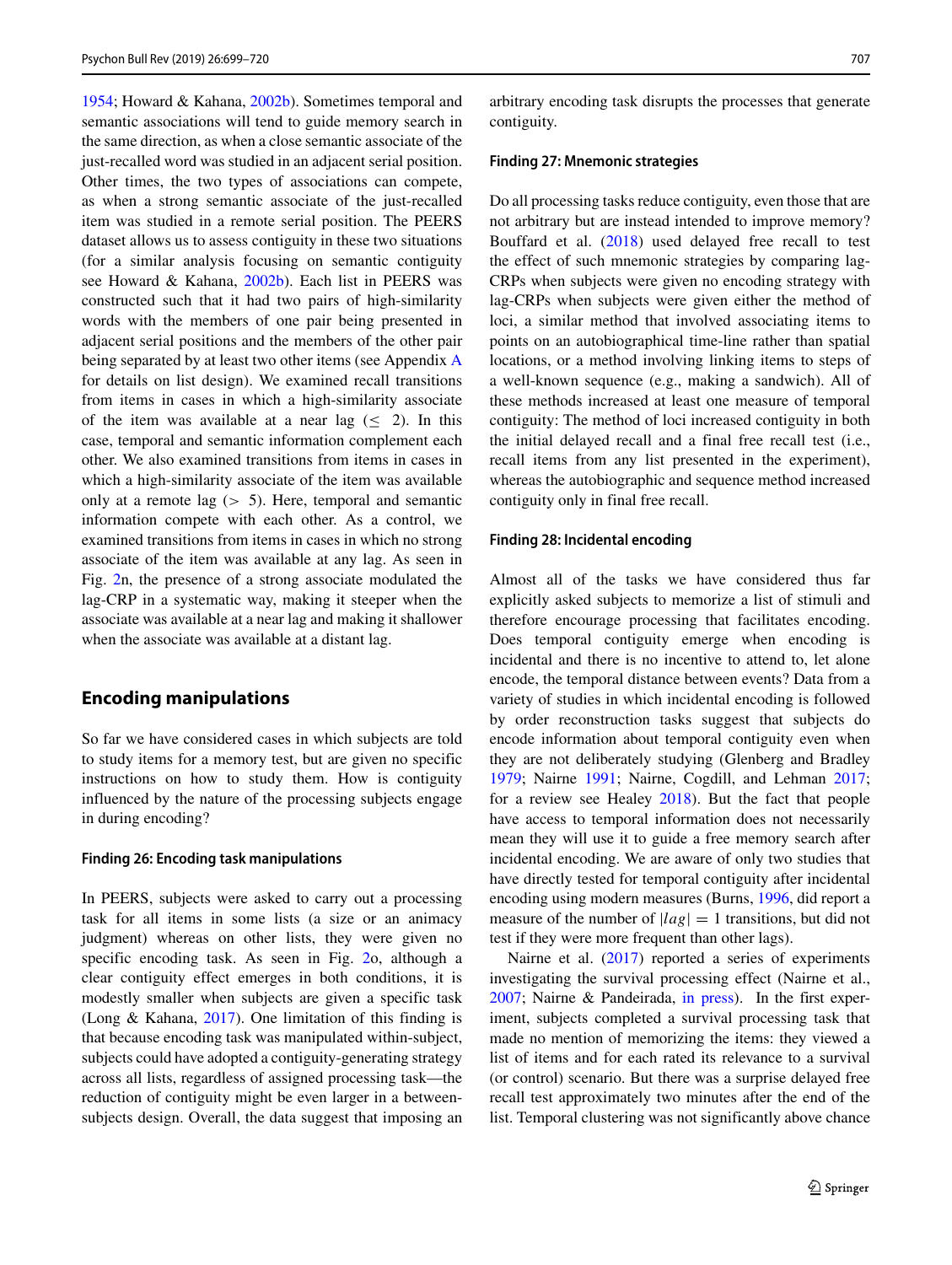1954; Howard & Kahana, 2002b). Sometimes temporal and semantic associations will tend to guide memory search in the same direction, as when a close semantic associate of the just-recalled word was studied in an adjacent serial position. Other times, the two types of associations can compete, as when a strong semantic associate of the just-recalled item was studied in a remote serial position. The PEERS dataset allows us to assess contiguity in these two situations (for a similar analysis focusing on semantic contiguity see Howard & Kahana, 2002b). Each list in PEERS was constructed such that it had two pairs of high-similarity words with the members of one pair being presented in adjacent serial positions and the members of the other pair being separated by at least two other items (see Appendix A for details on list design). We examined recall transitions from items in cases in which a high-similarity associate of the item was available at a near lag ($\leq$ 2). In this case, temporal and semantic information complement each other. We also examined transitions from items in cases in which a high-similarity associate of the item was available only at a remote lag ($>$ 5). Here, temporal and semantic information compete with each other. As a control, we examined transitions from items in cases in which no strong associate of the item was available at any lag. As seen in Fig. 2n, the presence of a strong associate modulated the lag-CRP in a systematic way, making it steeper when the associate was available at a near lag and making it shallower when the associate was available at a distant lag.

## Encoding manipulations

So far we have considered cases in which subjects are told to study items for a memory test, but are given no specific instructions on how to study them. How is contiguity influenced by the nature of the processing subjects engage in during encoding?

### Finding 26: Encoding task manipulations

In PEERS, subjects were asked to carry out a processing task for all items in some lists (a size or an animacy judgment) whereas on other lists, they were given no specific encoding task. As seen in Fig. 2o, although a clear contiguity effect emerges in both conditions, it is modestly smaller when subjects are given a specific task (Long & Kahana, 2017). One limitation of this finding is that because encoding task was manipulated within-subject, subjects could have adopted a contiguity-generating strategy across all lists, regardless of assigned processing task—the reduction of contiguity might be even larger in a between-subjects design. Overall, the data suggest that imposing an arbitrary encoding task disrupts the processes that generate contiguity.

### Finding 27: Mnemonic strategies

Do all processing tasks reduce contiguity, even those that are not arbitrary but are instead intended to improve memory? Bouffard et al. (2018) used delayed free recall to test the effect of such mnemonic strategies by comparing lag-CRPs when subjects were given no encoding strategy with lag-CRPs when subjects were given either the method of loci, a similar method that involved associating items to points on an autobiographical time-line rather than spatial locations, or a method involving linking items to steps of a well-known sequence (e.g., making a sandwich). All of these methods increased at least one measure of temporal contiguity: The method of loci increased contiguity in both the initial delayed recall and a final free recall test (i.e., recall items from any list presented in the experiment), whereas the autobiographic and sequence method increased contiguity only in final free recall.

### Finding 28: Incidental encoding

Almost all of the tasks we have considered thus far explicitly asked subjects to memorize a list of stimuli and therefore encourage processing that facilitates encoding. Does temporal contiguity emerge when encoding is incidental and there is no incentive to attend to, let alone encode, the temporal distance between events? Data from a variety of studies in which incidental encoding is followed by order reconstruction tasks suggest that subjects do encode information about temporal contiguity even when they are not deliberately studying (Glenberg and Bradley 1979; Nairne 1991; Nairne, Cogdill, and Lehman 2017; for a review see Healey 2018). But the fact that people have access to temporal information does not necessarily mean they will use it to guide a free memory search after incidental encoding. We are aware of only two studies that have directly tested for temporal contiguity after incidental encoding using modern measures (Burns, 1996, did report a measure of the number of $|lag| = 1$ transitions, but did not test if they were more frequent than other lags).

Nairne et al. (2017) reported a series of experiments investigating the survival processing effect (Nairne et al., 2007; Nairne & Pandeirada, in press). In the first experiment, subjects completed a survival processing task that made no mention of memorizing the items: they viewed a list of items and for each rated its relevance to a survival (or control) scenario. But there was a surprise delayed free recall test approximately two minutes after the end of the list. Temporal clustering was not significantly above chance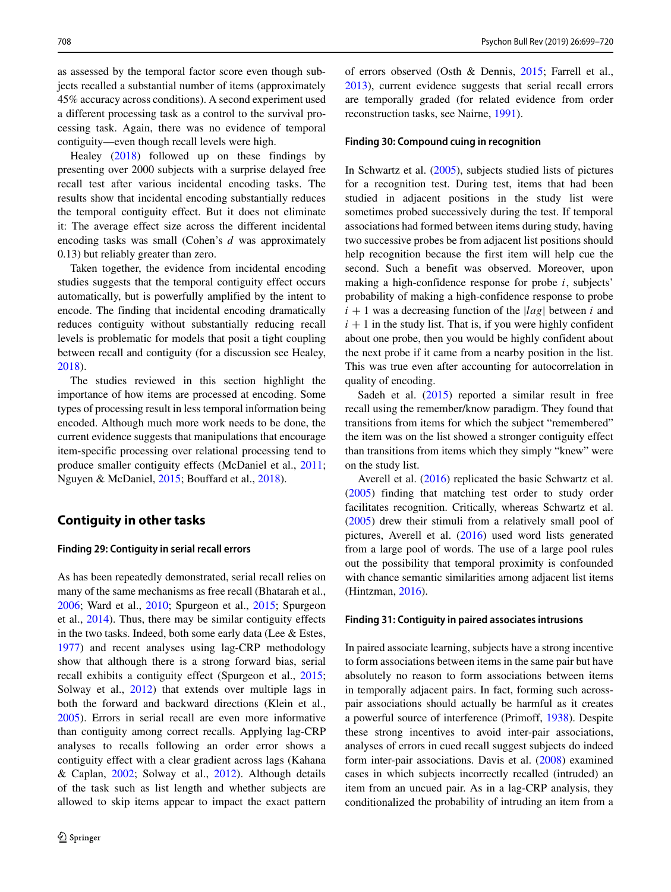as assessed by the temporal factor score even though subjects recalled a substantial number of items (approximately 45% accuracy across conditions). A second experiment used a different processing task as a control to the survival processing task. Again, there was no evidence of temporal contiguity—even though recall levels were high.

Healey (2018) followed up on these findings by presenting over 2000 subjects with a surprise delayed free recall test after various incidental encoding tasks. The results show that incidental encoding substantially reduces the temporal contiguity effect. But it does not eliminate it: The average effect size across the different incidental encoding tasks was small (Cohen's $d$ was approximately 0.13) but reliably greater than zero.

Taken together, the evidence from incidental encoding studies suggests that the temporal contiguity effect occurs automatically, but is powerfully amplified by the intent to encode. The finding that incidental encoding dramatically reduces contiguity without substantially reducing recall levels is problematic for models that posit a tight coupling between recall and contiguity (for a discussion see Healey, 2018).

The studies reviewed in this section highlight the importance of how items are processed at encoding. Some types of processing result in less temporal information being encoded. Although much more work needs to be done, the current evidence suggests that manipulations that encourage item-specific processing over relational processing tend to produce smaller contiguity effects (McDaniel et al., 2011; Nguyen & McDaniel, 2015; Bouffard et al., 2018).

## Contiguity in other tasks

### Finding 29: Contiguity in serial recall errors

As has been repeatedly demonstrated, serial recall relies on many of the same mechanisms as free recall (Bhatarah et al., 2006; Ward et al., 2010; Spurgeon et al., 2015; Spurgeon et al., 2014). Thus, there may be similar contiguity effects in the two tasks. Indeed, both some early data (Lee & Estes, 1977) and recent analyses using lag-CRP methodology show that although there is a strong forward bias, serial recall exhibits a contiguity effect (Spurgeon et al., 2015; Solway et al., 2012) that extends over multiple lags in both the forward and backward directions (Klein et al., 2005). Errors in serial recall are even more informative than contiguity among correct recalls. Applying lag-CRP analyses to recalls following an order error shows a contiguity effect with a clear gradient across lags (Kahana & Caplan, 2002; Solway et al., 2012). Although details of the task such as list length and whether subjects are allowed to skip items appear to impact the exact pattern of errors observed (Osth & Dennis, 2015; Farrell et al., 2013), current evidence suggests that serial recall errors are temporally graded (for related evidence from order reconstruction tasks, see Nairne, 1991).

### Finding 30: Compound cuing in recognition

In Schwartz et al. (2005), subjects studied lists of pictures for a recognition test. During test, items that had been studied in adjacent positions in the study list were sometimes probed successively during the test. If temporal associations had formed between items during study, having two successive probes be from adjacent list positions should help recognition because the first item will help cue the second. Such a benefit was observed. Moreover, upon making a high-confidence response for probe $i$, subjects' probability of making a high-confidence response to probe $i + 1$ was a decreasing function of the $|lag|$ between $i$ and $i + 1$ in the study list. That is, if you were highly confident about one probe, then you would be highly confident about the next probe if it came from a nearby position in the list. This was true even after accounting for autocorrelation in quality of encoding.

Sadeh et al. (2015) reported a similar result in free recall using the remember/know paradigm. They found that transitions from items for which the subject "remembered" the item was on the list showed a stronger contiguity effect than transitions from items which they simply "knew" were on the study list.

Averell et al. (2016) replicated the basic Schwartz et al. (2005) finding that matching test order to study order facilitates recognition. Critically, whereas Schwartz et al. (2005) drew their stimuli from a relatively small pool of pictures, Averell et al. (2016) used word lists generated from a large pool of words. The use of a large pool rules out the possibility that temporal proximity is confounded with chance semantic similarities among adjacent list items (Hintzman, 2016).

### Finding 31: Contiguity in paired associates intrusions

In paired associate learning, subjects have a strong incentive to form associations between items in the same pair but have absolutely no reason to form associations between items in temporally adjacent pairs. In fact, forming such across-pair associations should actually be harmful as it creates a powerful source of interference (Primoff, 1938). Despite these strong incentives to avoid inter-pair associations, analyses of errors in cued recall suggest subjects do indeed form inter-pair associations. Davis et al. (2008) examined cases in which subjects incorrectly recalled (intruded) an item from an uncued pair. As in a lag-CRP analysis, they conditionalized the probability of intruding an item from a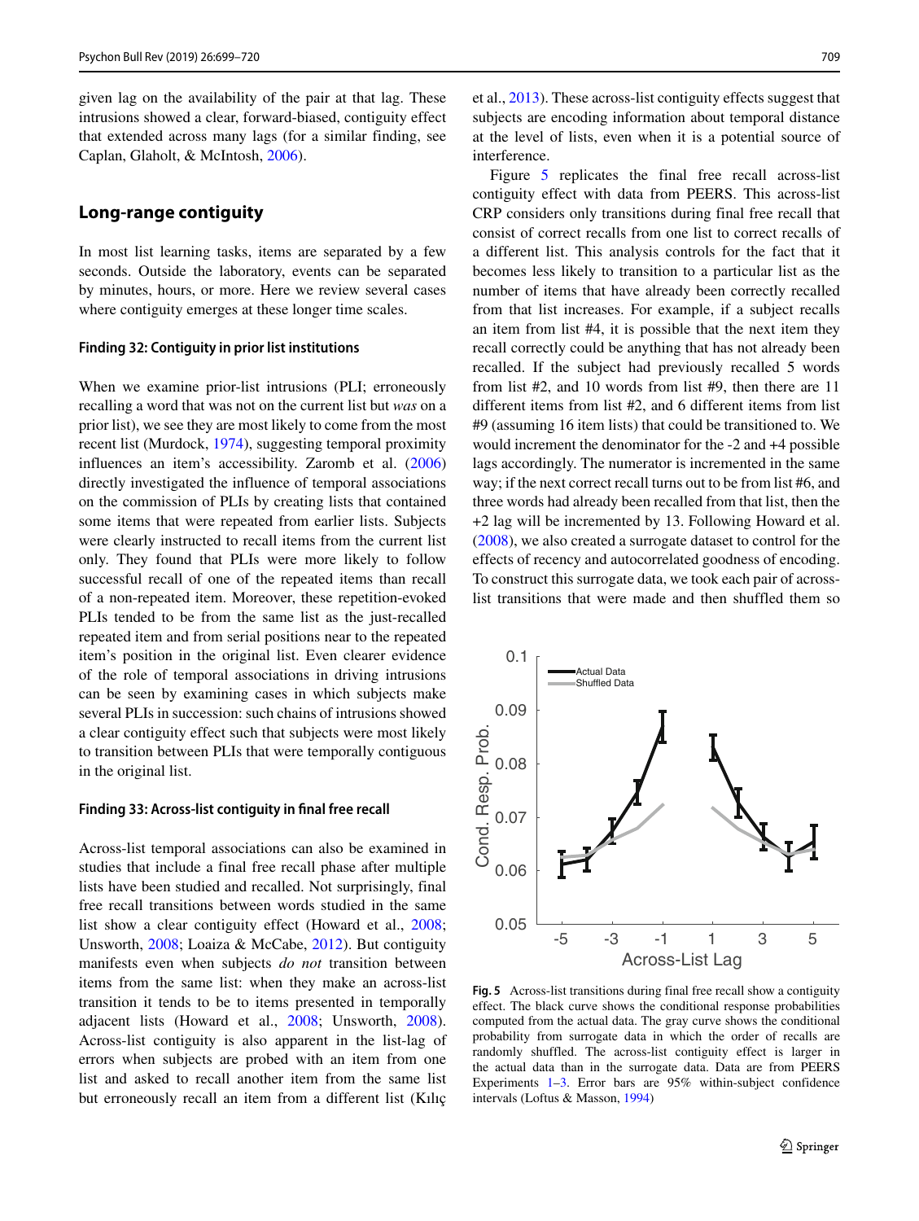given lag on the availability of the pair at that lag. These intrusions showed a clear, forward-biased, contiguity effect that extended across many lags (for a similar finding, see Caplan, Glaholt, & McIntosh, 2006).

## Long-range contiguity

In most list learning tasks, items are separated by a few seconds. Outside the laboratory, events can be separated by minutes, hours, or more. Here we review several cases where contiguity emerges at these longer time scales.

### Finding 32: Contiguity in prior list institutions

When we examine prior-list intrusions (PLI; erroneously recalling a word that was not on the current list but *was* on a prior list), we see they are most likely to come from the most recent list (Murdock, 1974), suggesting temporal proximity influences an item's accessibility. Zaromb et al. (2006) directly investigated the influence of temporal associations on the commission of PLIs by creating lists that contained some items that were repeated from earlier lists. Subjects were clearly instructed to recall items from the current list only. They found that PLIs were more likely to follow successful recall of one of the repeated items than recall of a non-repeated item. Moreover, these repetition-evoked PLIs tended to be from the same list as the just-recalled repeated item and from serial positions near to the repeated item's position in the original list. Even clearer evidence of the role of temporal associations in driving intrusions can be seen by examining cases in which subjects make several PLIs in succession: such chains of intrusions showed a clear contiguity effect such that subjects were most likely to transition between PLIs that were temporally contiguous in the original list.

### Finding 33: Across-list contiguity in final free recall

Across-list temporal associations can also be examined in studies that include a final free recall phase after multiple lists have been studied and recalled. Not surprisingly, final free recall transitions between words studied in the same list show a clear contiguity effect (Howard et al., 2008; Unsworth, 2008; Loaiza & McCabe, 2012). But contiguity manifests even when subjects *do not* transition between items from the same list: when they make an across-list transition it tends to be to items presented in temporally adjacent lists (Howard et al., 2008; Unsworth, 2008). Across-list contiguity is also apparent in the list-lag of errors when subjects are probed with an item from one list and asked to recall another item from the same list but erroneously recall an item from a different list (Kılıç et al., 2013). These across-list contiguity effects suggest that subjects are encoding information about temporal distance at the level of lists, even when it is a potential source of interference.

Figure 5 replicates the final free recall across-list contiguity effect with data from PEERS. This across-list CRP considers only transitions during final free recall that consist of correct recalls from one list to correct recalls of a different list. This analysis controls for the fact that it becomes less likely to transition to a particular list as the number of items that have already been correctly recalled from that list increases. For example, if a subject recalls an item from list #4, it is possible that the next item they recall correctly could be anything that has not already been recalled. If the subject had previously recalled 5 words from list #2, and 10 words from list #9, then there are 11 different items from list #2, and 6 different items from list #9 (assuming 16 item lists) that could be transitioned to. We would increment the denominator for the -2 and +4 possible lags accordingly. The numerator is incremented in the same way; if the next correct recall turns out to be from list #6, and three words had already been recalled from that list, then the +2 lag will be incremented by 13. Following Howard et al. (2008), we also created a surrogate dataset to control for the effects of recency and autocorrelated goodness of encoding. To construct this surrogate data, we took each pair of across-list transitions that were made and then shuffled them so

**Fig. 5** Across-list transitions during final free recall show a contiguity effect. The black curve shows the conditional response probabilities computed from the actual data. The gray curve shows the conditional probability from surrogate data in which the order of recalls are randomly shuffled. The across-list contiguity effect is larger in the actual data than in the surrogate data. Data are from PEERS Experiments 1–3. Error bars are 95% within-subject confidence intervals (Loftus & Masson, 1994)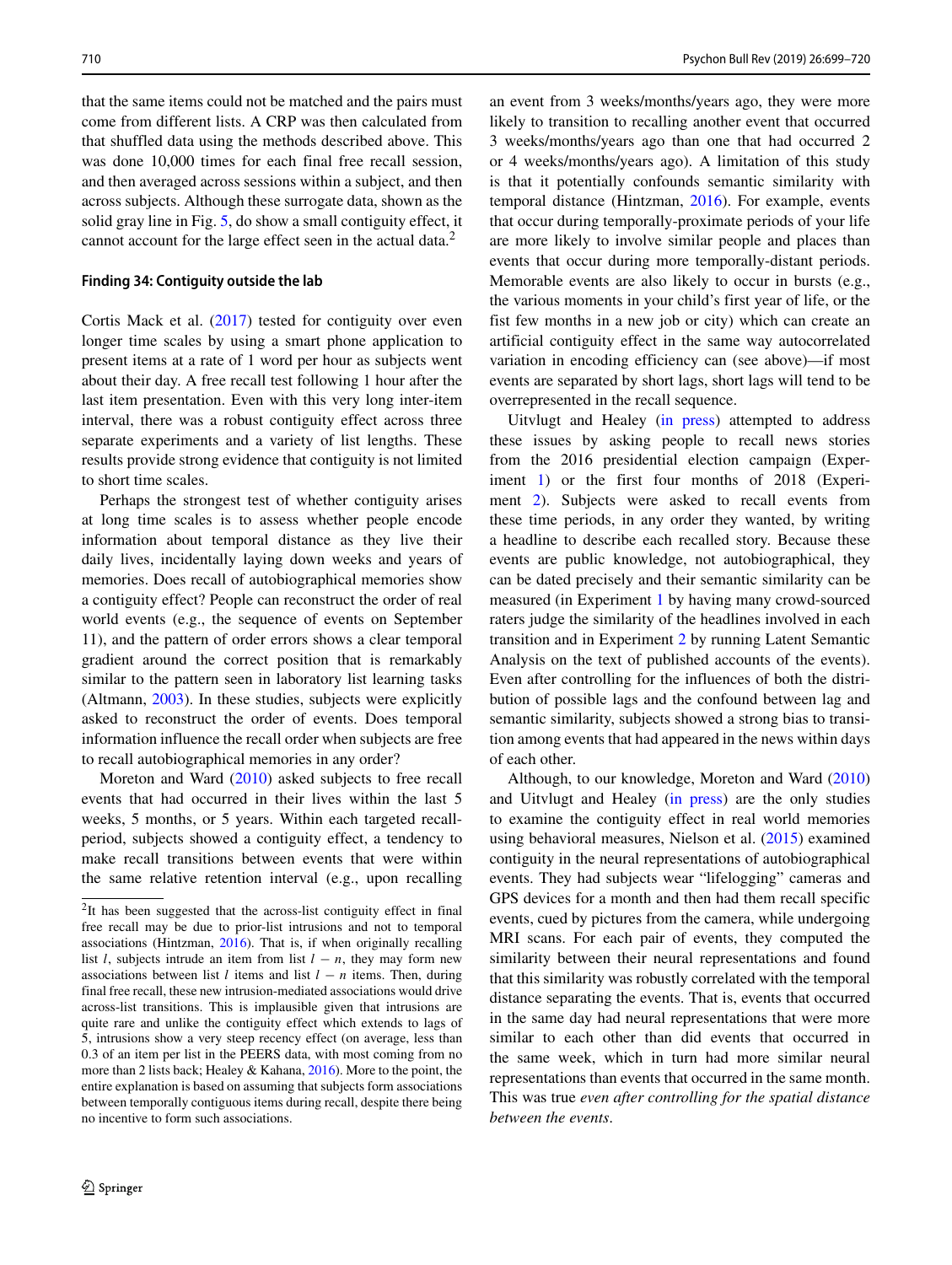that the same items could not be matched and the pairs must come from different lists. A CRP was then calculated from that shuffled data using the methods described above. This was done 10,000 times for each final free recall session, and then averaged across sessions within a subject, and then across subjects. Although these surrogate data, shown as the solid gray line in Fig. 5, do show a small contiguity effect, it cannot account for the large effect seen in the actual data.[2]

### Finding 34: Contiguity outside the lab

Cortis Mack et al. (2017) tested for contiguity over even longer time scales by using a smart phone application to present items at a rate of 1 word per hour as subjects went about their day. A free recall test following 1 hour after the last item presentation. Even with this very long inter-item interval, there was a robust contiguity effect across three separate experiments and a variety of list lengths. These results provide strong evidence that contiguity is not limited to short time scales.

Perhaps the strongest test of whether contiguity arises at long time scales is to assess whether people encode information about temporal distance as they live their daily lives, incidentally laying down weeks and years of memories. Does recall of autobiographical memories show a contiguity effect? People can reconstruct the order of real world events (e.g., the sequence of events on September 11), and the pattern of order errors shows a clear temporal gradient around the correct position that is remarkably similar to the pattern seen in laboratory list learning tasks (Altmann, 2003). In these studies, subjects were explicitly asked to reconstruct the order of events. Does temporal information influence the recall order when subjects are free to recall autobiographical memories in any order?

Moreton and Ward (2010) asked subjects to free recall events that had occurred in their lives within the last 5 weeks, 5 months, or 5 years. Within each targeted recall-period, subjects showed a contiguity effect, a tendency to make recall transitions between events that were within the same relative retention interval (e.g., upon recalling an event from 3 weeks/months/years ago, they were more likely to transition to recalling another event that occurred 3 weeks/months/years ago than one that had occurred 2 or 4 weeks/months/years ago). A limitation of this study is that it potentially confounds semantic similarity with temporal distance (Hintzman, 2016). For example, events that occur during temporally-proximate periods of your life are more likely to involve similar people and places than events that occur during more temporally-distant periods. Memorable events are also likely to occur in bursts (e.g., the various moments in your child's first year of life, or the fist few months in a new job or city) which can create an artificial contiguity effect in the same way autocorrelated variation in encoding efficiency can (see above)—if most events are separated by short lags, short lags will tend to be overrepresented in the recall sequence.

Uitvlugt and Healey (in press) attempted to address these issues by asking people to recall news stories from the 2016 presidential election campaign (Experiment 1) or the first four months of 2018 (Experiment 2). Subjects were asked to recall events from these time periods, in any order they wanted, by writing a headline to describe each recalled story. Because these events are public knowledge, not autobiographical, they can be dated precisely and their semantic similarity can be measured (in Experiment 1 by having many crowd-sourced raters judge the similarity of the headlines involved in each transition and in Experiment 2 by running Latent Semantic Analysis on the text of published accounts of the events). Even after controlling for the influences of both the distribution of possible lags and the confound between lag and semantic similarity, subjects showed a strong bias to transition among events that had appeared in the news within days of each other.

Although, to our knowledge, Moreton and Ward (2010) and Uitvlugt and Healey (in press) are the only studies to examine the contiguity effect in real world memories using behavioral measures, Nielson et al. (2015) examined contiguity in the neural representations of autobiographical events. They had subjects wear "lifelogging" cameras and GPS devices for a month and then had them recall specific events, cued by pictures from the camera, while undergoing MRI scans. For each pair of events, they computed the similarity between their neural representations and found that this similarity was robustly correlated with the temporal distance separating the events. That is, events that occurred in the same day had neural representations that were more similar to each other than did events that occurred in the same week, which in turn had more similar neural representations than events that occurred in the same month. This was true *even after controlling for the spatial distance between the events*.

[2] It has been suggested that the across-list contiguity effect in final free recall may be due to prior-list intrusions and not to temporal associations (Hintzman, 2016). That is, if when originally recalling list $l$, subjects intrude an item from list $l - n$, they may form new associations between list $l$ items and list $l - n$ items. Then, during final free recall, these new intrusion-mediated associations would drive across-list transitions. This is implausible given that intrusions are quite rare and unlike the contiguity effect which extends to lags of 5, intrusions show a very steep recency effect (on average, less than 0.3 of an item per list in the PEERS data, with most coming from no more than 2 lists back; Healey & Kahana, 2016). More to the point, the entire explanation is based on assuming that subjects form associations between temporally contiguous items during recall, despite there being no incentive to form such associations.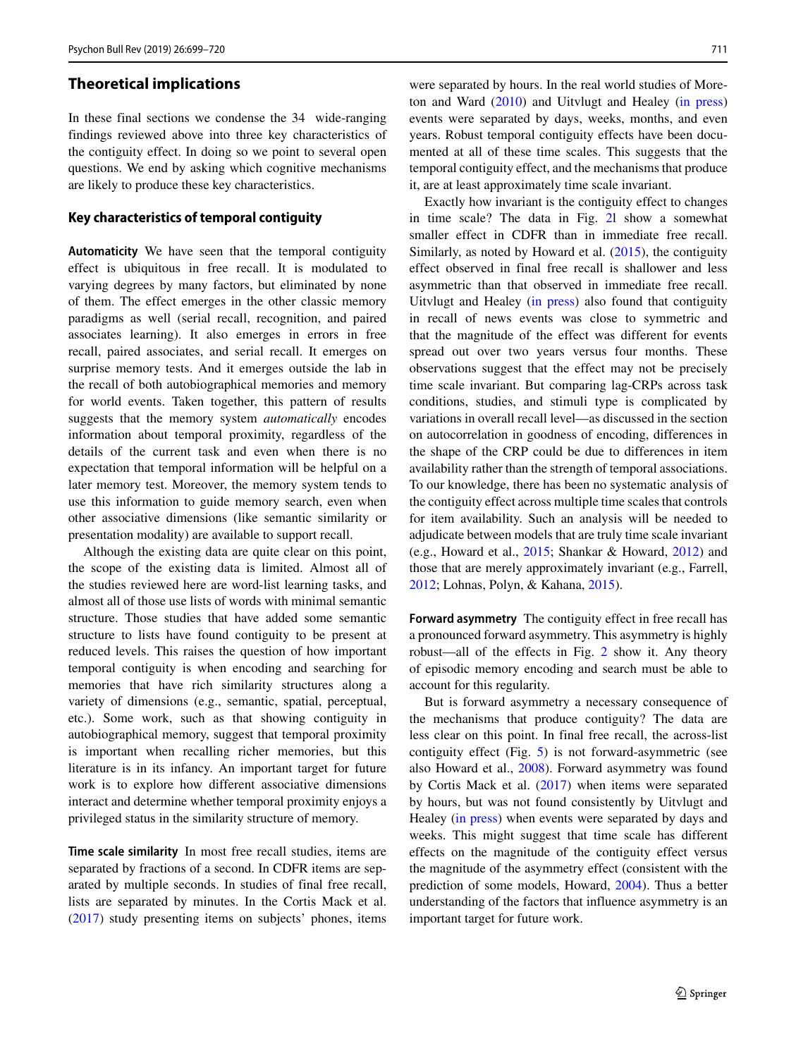## Theoretical implications

In these final sections we condense the 34 wide-ranging findings reviewed above into three key characteristics of the contiguity effect. In doing so we point to several open questions. We end by asking which cognitive mechanisms are likely to produce these key characteristics.

### Key characteristics of temporal contiguity

**Automaticity** We have seen that the temporal contiguity effect is ubiquitous in free recall. It is modulated to varying degrees by many factors, but eliminated by none of them. The effect emerges in the other classic memory paradigms as well (serial recall, recognition, and paired associates learning). It also emerges in errors in free recall, paired associates, and serial recall. It emerges on surprise memory tests. And it emerges outside the lab in the recall of both autobiographical memories and memory for world events. Taken together, this pattern of results suggests that the memory system *automatically* encodes information about temporal proximity, regardless of the details of the current task and even when there is no expectation that temporal information will be helpful on a later memory test. Moreover, the memory system tends to use this information to guide memory search, even when other associative dimensions (like semantic similarity or presentation modality) are available to support recall.

Although the existing data are quite clear on this point, the scope of the existing data is limited. Almost all of the studies reviewed here are word-list learning tasks, and almost all of those use lists of words with minimal semantic structure. Those studies that have added some semantic structure to lists have found contiguity to be present at reduced levels. This raises the question of how important temporal contiguity is when encoding and searching for memories that have rich similarity structures along a variety of dimensions (e.g., semantic, spatial, perceptual, etc.). Some work, such as that showing contiguity in autobiographical memory, suggest that temporal proximity is important when recalling richer memories, but this literature is in its infancy. An important target for future work is to explore how different associative dimensions interact and determine whether temporal proximity enjoys a privileged status in the similarity structure of memory.

**Time scale similarity** In most free recall studies, items are separated by fractions of a second. In CDFR items are separated by multiple seconds. In studies of final free recall, lists are separated by minutes. In the Cortis Mack et al. (2017) study presenting items on subjects' phones, items were separated by hours. In the real world studies of Moreton and Ward (2010) and Uitvlugt and Healey (in press) events were separated by days, weeks, months, and even years. Robust temporal contiguity effects have been documented at all of these time scales. This suggests that the temporal contiguity effect, and the mechanisms that produce it, are at least approximately time scale invariant.

Exactly how invariant is the contiguity effect to changes in time scale? The data in Fig. 2l show a somewhat smaller effect in CDFR than in immediate free recall. Similarly, as noted by Howard et al. (2015), the contiguity effect observed in final free recall is shallower and less asymmetric than that observed in immediate free recall. Uitvlugt and Healey (in press) also found that contiguity in recall of news events was close to symmetric and that the magnitude of the effect was different for events spread out over two years versus four months. These observations suggest that the effect may not be precisely time scale invariant. But comparing lag-CRPs across task conditions, studies, and stimuli type is complicated by variations in overall recall level—as discussed in the section on autocorrelation in goodness of encoding, differences in the shape of the CRP could be due to differences in item availability rather than the strength of temporal associations. To our knowledge, there has been no systematic analysis of the contiguity effect across multiple time scales that controls for item availability. Such an analysis will be needed to adjudicate between models that are truly time scale invariant (e.g., Howard et al., 2015; Shankar & Howard, 2012) and those that are merely approximately invariant (e.g., Farrell, 2012; Lohnas, Polyn, & Kahana, 2015).

**Forward asymmetry** The contiguity effect in free recall has a pronounced forward asymmetry. This asymmetry is highly robust—all of the effects in Fig. 2 show it. Any theory of episodic memory encoding and search must be able to account for this regularity.

But is forward asymmetry a necessary consequence of the mechanisms that produce contiguity? The data are less clear on this point. In final free recall, the across-list contiguity effect (Fig. 5) is not forward-asymmetric (see also Howard et al., 2008). Forward asymmetry was found by Cortis Mack et al. (2017) when items were separated by hours, but was not found consistently by Uitvlugt and Healey (in press) when events were separated by days and weeks. This might suggest that time scale has different effects on the magnitude of the contiguity effect versus the magnitude of the asymmetry effect (consistent with the prediction of some models, Howard, 2004). Thus a better understanding of the factors that influence asymmetry is an important target for future work.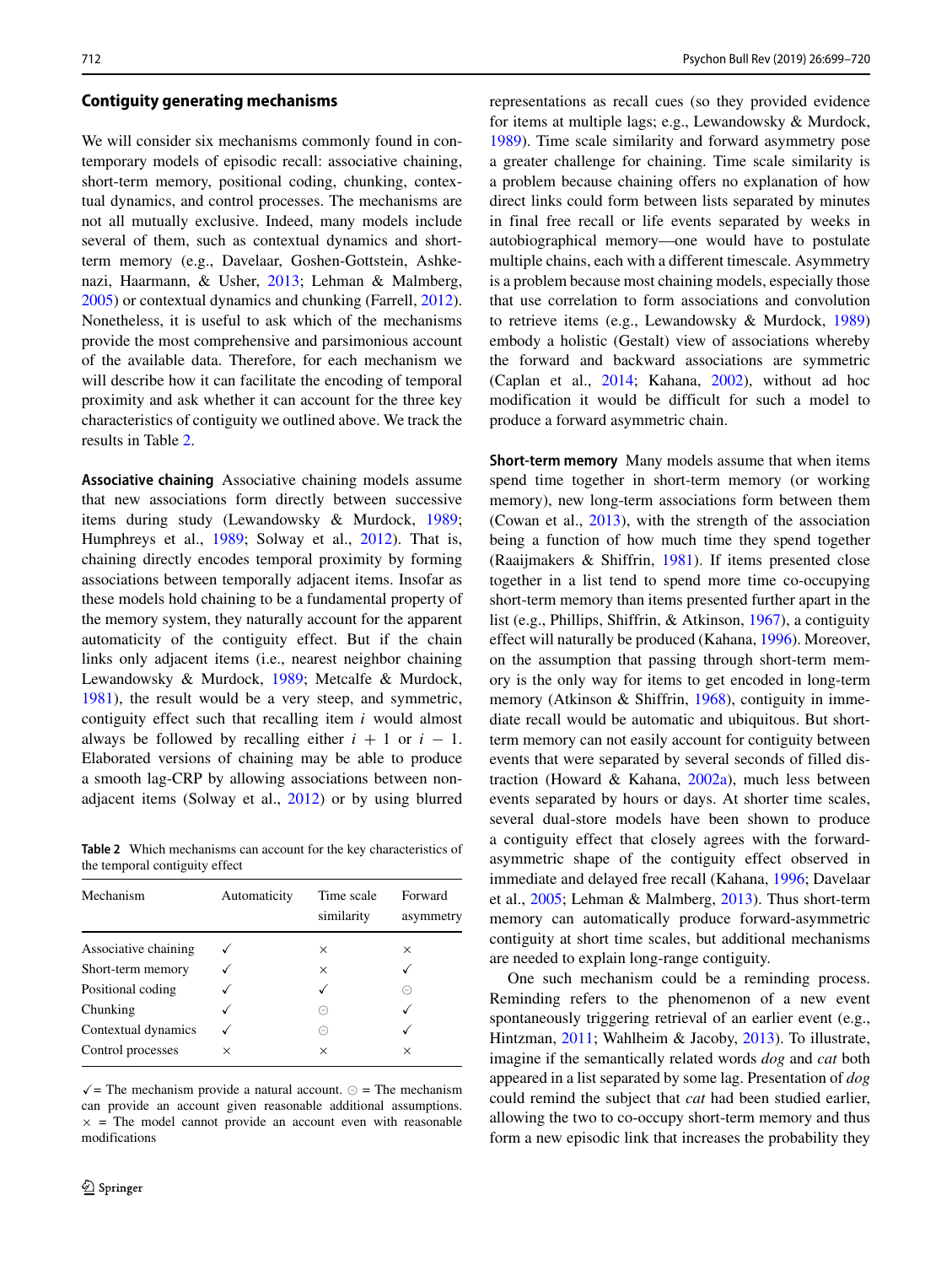### Contiguity generating mechanisms

We will consider six mechanisms commonly found in contemporary models of episodic recall: associative chaining, short-term memory, positional coding, chunking, contextual dynamics, and control processes. The mechanisms are not all mutually exclusive. Indeed, many models include several of them, such as contextual dynamics and short-term memory (e.g., Davelaar, Goshen-Gottstein, Ashkenazi, Haarmann, & Usher, 2013; Lehman & Malmberg, 2005) or contextual dynamics and chunking (Farrell, 2012). Nonetheless, it is useful to ask which of the mechanisms provide the most comprehensive and parsimonious account of the available data. Therefore, for each mechanism we will describe how it can facilitate the encoding of temporal proximity and ask whether it can account for the three key characteristics of contiguity we outlined above. We track the results in Table 2.

**Associative chaining** Associative chaining models assume that new associations form directly between successive items during study (Lewandowsky & Murdock, 1989; Humphreys et al., 1989; Solway et al., 2012). That is, chaining directly encodes temporal proximity by forming associations between temporally adjacent items. Insofar as these models hold chaining to be a fundamental property of the memory system, they naturally account for the apparent automaticity of the contiguity effect. But if the chain links only adjacent items (i.e., nearest neighbor chaining Lewandowsky & Murdock, 1989; Metcalfe & Murdock, 1981), the result would be a very steep, and symmetric, contiguity effect such that recalling item $i$ would almost always be followed by recalling either $i + 1$ or $i - 1$. Elaborated versions of chaining may be able to produce a smooth lag-CRP by allowing associations between non-adjacent items (Solway et al., 2012) or by using blurred representations as recall cues (so they provided evidence for items at multiple lags; e.g., Lewandowsky & Murdock, 1989). Time scale similarity and forward asymmetry pose a greater challenge for chaining. Time scale similarity is a problem because chaining offers no explanation of how direct links could form between lists separated by minutes in final free recall or life events separated by weeks in autobiographical memory—one would have to postulate multiple chains, each with a different timescale. Asymmetry is a problem because most chaining models, especially those that use correlation to form associations and convolution to retrieve items (e.g., Lewandowsky & Murdock, 1989) embody a holistic (Gestalt) view of associations whereby the forward and backward associations are symmetric (Caplan et al., 2014; Kahana, 2002), without ad hoc modification it would be difficult for such a model to produce a forward asymmetric chain.

**Table 2** Which mechanisms can account for the key characteristics of the temporal contiguity effect

| Mechanism | Automaticity | Time scale similarity | Forward asymmetry |
|---|---|---|---|
| Associative chaining | ✓ | × | × |
| Short-term memory | ✓ | × | ✓ |
| Positional coding | ✓ | ✓ | ⊝ |
| Chunking | ✓ | ⊝ | ✓ |
| Contextual dynamics | ✓ | ⊝ | ✓ |
| Control processes | × | × | × |

✓ = The mechanism provide a natural account. ⊝ = The mechanism can provide an account given reasonable additional assumptions. × = The model cannot provide an account even with reasonable modifications

**Short-term memory** Many models assume that when items spend time together in short-term memory (or working memory), new long-term associations form between them (Cowan et al., 2013), with the strength of the association being a function of how much time they spend together (Raaijmakers & Shiffrin, 1981). If items presented close together in a list tend to spend more time co-occupying short-term memory than items presented further apart in the list (e.g., Phillips, Shiffrin, & Atkinson, 1967), a contiguity effect will naturally be produced (Kahana, 1996). Moreover, on the assumption that passing through short-term memory is the only way for items to get encoded in long-term memory (Atkinson & Shiffrin, 1968), contiguity in immediate recall would be automatic and ubiquitous. But short-term memory can not easily account for contiguity between events that were separated by several seconds of filled distraction (Howard & Kahana, 2002a), much less between events separated by hours or days. At shorter time scales, several dual-store models have been shown to produce a contiguity effect that closely agrees with the forward-asymmetric shape of the contiguity effect observed in immediate and delayed free recall (Kahana, 1996; Davelaar et al., 2005; Lehman & Malmberg, 2013). Thus short-term memory can automatically produce forward-asymmetric contiguity at short time scales, but additional mechanisms are needed to explain long-range contiguity.

One such mechanism could be a reminding process. Reminding refers to the phenomenon of a new event spontaneously triggering retrieval of an earlier event (e.g., Hintzman, 2011; Wahlheim & Jacoby, 2013). To illustrate, imagine if the semantically related words *dog* and *cat* both appeared in a list separated by some lag. Presentation of *dog* could remind the subject that *cat* had been studied earlier, allowing the two to co-occupy short-term memory and thus form a new episodic link that increases the probability they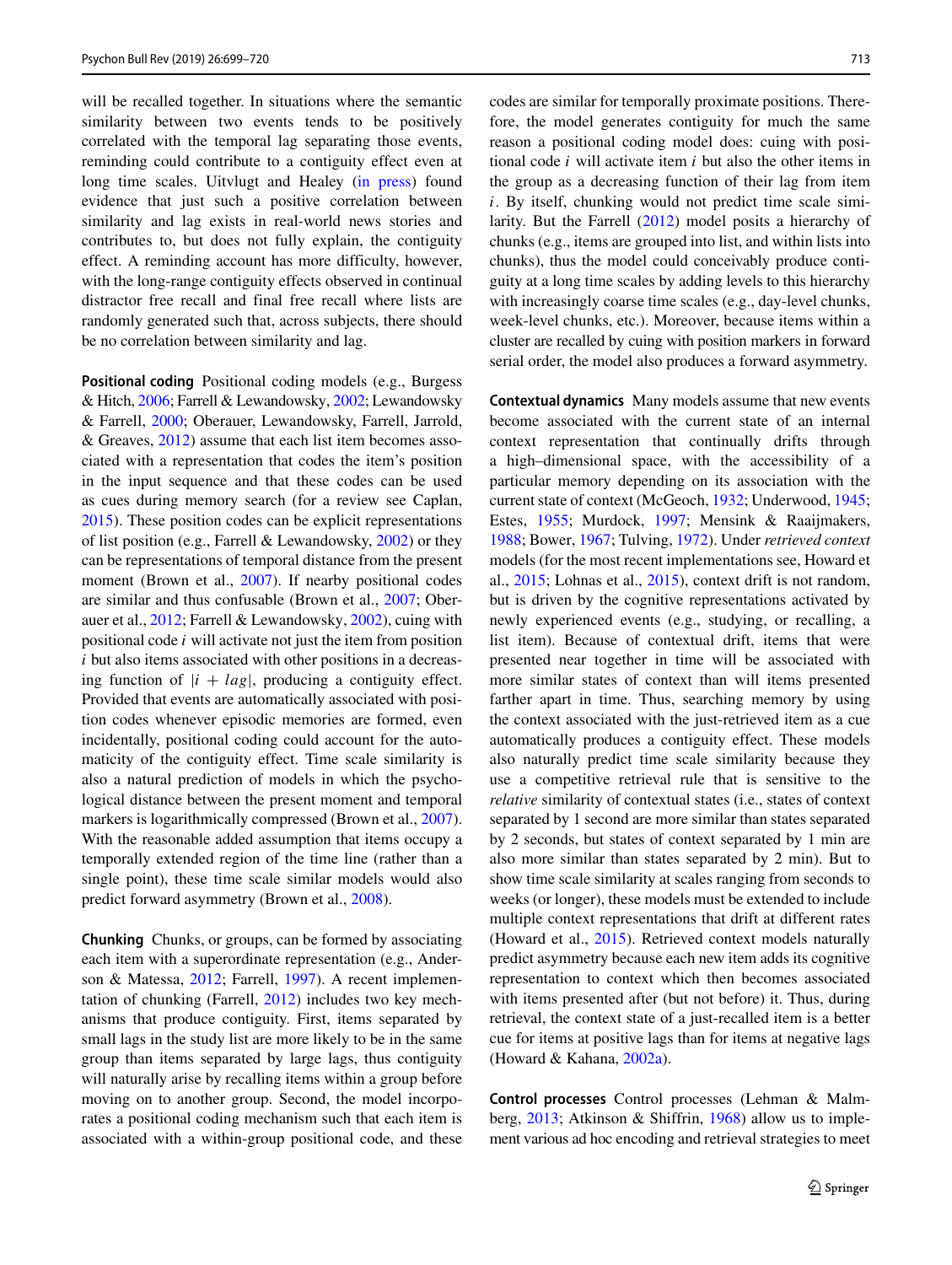will be recalled together. In situations where the semantic similarity between two events tends to be positively correlated with the temporal lag separating those events, reminding could contribute to a contiguity effect even at long time scales. Uitvlugt and Healey (in press) found evidence that just such a positive correlation between similarity and lag exists in real-world news stories and contributes to, but does not fully explain, the contiguity effect. A reminding account has more difficulty, however, with the long-range contiguity effects observed in continual distractor free recall and final free recall where lists are randomly generated such that, across subjects, there should be no correlation between similarity and lag.

**Positional coding** Positional coding models (e.g., Burgess & Hitch, 2006; Farrell & Lewandowsky, 2002; Lewandowsky & Farrell, 2000; Oberauer, Lewandowsky, Farrell, Jarrold, & Greaves, 2012) assume that each list item becomes associated with a representation that codes the item's position in the input sequence and that these codes can be used as cues during memory search (for a review see Caplan, 2015). These position codes can be explicit representations of list position (e.g., Farrell & Lewandowsky, 2002) or they can be representations of temporal distance from the present moment (Brown et al., 2007). If nearby positional codes are similar and thus confusable (Brown et al., 2007; Oberauer et al., 2012; Farrell & Lewandowsky, 2002), cuing with positional code $i$ will activate not just the item from position $i$ but also items associated with other positions in a decreasing function of $|i + lag|$, producing a contiguity effect. Provided that events are automatically associated with position codes whenever episodic memories are formed, even incidentally, positional coding could account for the automaticity of the contiguity effect. Time scale similarity is also a natural prediction of models in which the psychological distance between the present moment and temporal markers is logarithmically compressed (Brown et al., 2007). With the reasonable added assumption that items occupy a temporally extended region of the time line (rather than a single point), these time scale similar models would also predict forward asymmetry (Brown et al., 2008).

**Chunking** Chunks, or groups, can be formed by associating each item with a superordinate representation (e.g., Anderson & Matessa, 2012; Farrell, 1997). A recent implementation of chunking (Farrell, 2012) includes two key mechanisms that produce contiguity. First, items separated by small lags in the study list are more likely to be in the same group than items separated by large lags, thus contiguity will naturally arise by recalling items within a group before moving on to another group. Second, the model incorporates a positional coding mechanism such that each item is associated with a within-group positional code, and these codes are similar for temporally proximate positions. Therefore, the model generates contiguity for much the same reason a positional coding model does: cuing with positional code $i$ will activate item $i$ but also the other items in the group as a decreasing function of their lag from item $i$. By itself, chunking would not predict time scale similarity. But the Farrell (2012) model posits a hierarchy of chunks (e.g., items are grouped into list, and within lists into chunks), thus the model could conceivably produce contiguity at a long time scales by adding levels to this hierarchy with increasingly coarse time scales (e.g., day-level chunks, week-level chunks, etc.). Moreover, because items within a cluster are recalled by cuing with position markers in forward serial order, the model also produces a forward asymmetry.

**Contextual dynamics** Many models assume that new events become associated with the current state of an internal context representation that continually drifts through a high–dimensional space, with the accessibility of a particular memory depending on its association with the current state of context (McGeoch, 1932; Underwood, 1945; Estes, 1955; Murdock, 1997; Mensink & Raaijmakers, 1988; Bower, 1967; Tulving, 1972). Under *retrieved context* models (for the most recent implementations see, Howard et al., 2015; Lohnas et al., 2015), context drift is not random, but is driven by the cognitive representations activated by newly experienced events (e.g., studying, or recalling, a list item). Because of contextual drift, items that were presented near together in time will be associated with more similar states of context than will items presented farther apart in time. Thus, searching memory by using the context associated with the just-retrieved item as a cue automatically produces a contiguity effect. These models also naturally predict time scale similarity because they use a competitive retrieval rule that is sensitive to the *relative* similarity of contextual states (i.e., states of context separated by 1 second are more similar than states separated by 2 seconds, but states of context separated by 1 min are also more similar than states separated by 2 min). But to show time scale similarity at scales ranging from seconds to weeks (or longer), these models must be extended to include multiple context representations that drift at different rates (Howard et al., 2015). Retrieved context models naturally predict asymmetry because each new item adds its cognitive representation to context which then becomes associated with items presented after (but not before) it. Thus, during retrieval, the context state of a just-recalled item is a better cue for items at positive lags than for items at negative lags (Howard & Kahana, 2002a).

**Control processes** Control processes (Lehman & Malmberg, 2013; Atkinson & Shiffrin, 1968) allow us to implement various ad hoc encoding and retrieval strategies to meet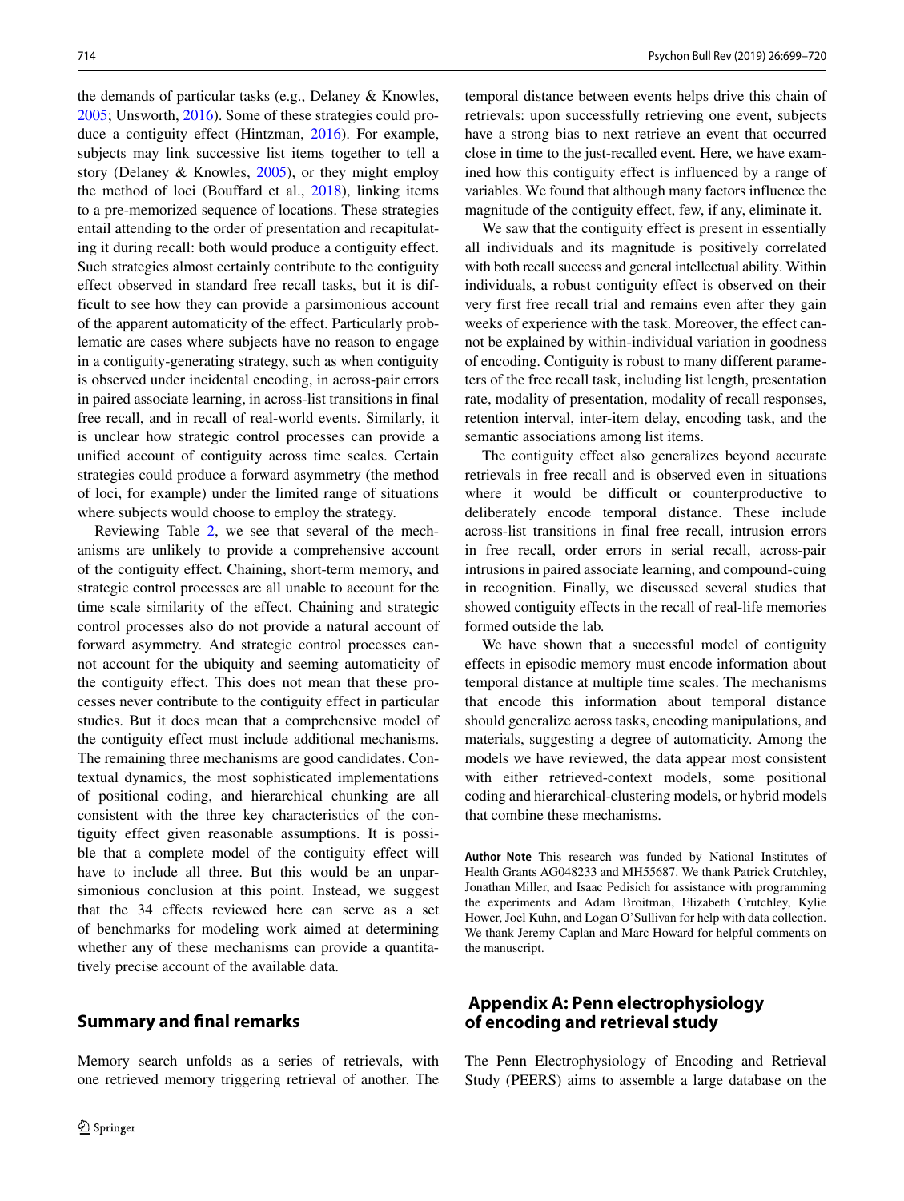the demands of particular tasks (e.g., Delaney & Knowles, 2005; Unsworth, 2016). Some of these strategies could produce a contiguity effect (Hintzman, 2016). For example, subjects may link successive list items together to tell a story (Delaney & Knowles, 2005), or they might employ the method of loci (Bouffard et al., 2018), linking items to a pre-memorized sequence of locations. These strategies entail attending to the order of presentation and recapitulating it during recall: both would produce a contiguity effect. Such strategies almost certainly contribute to the contiguity effect observed in standard free recall tasks, but it is difficult to see how they can provide a parsimonious account of the apparent automaticity of the effect. Particularly problematic are cases where subjects have no reason to engage in a contiguity-generating strategy, such as when contiguity is observed under incidental encoding, in across-pair errors in paired associate learning, in across-list transitions in final free recall, and in recall of real-world events. Similarly, it is unclear how strategic control processes can provide a unified account of contiguity across time scales. Certain strategies could produce a forward asymmetry (the method of loci, for example) under the limited range of situations where subjects would choose to employ the strategy.

Reviewing Table 2, we see that several of the mechanisms are unlikely to provide a comprehensive account of the contiguity effect. Chaining, short-term memory, and strategic control processes are all unable to account for the time scale similarity of the effect. Chaining and strategic control processes also do not provide a natural account of forward asymmetry. And strategic control processes cannot account for the ubiquity and seeming automaticity of the contiguity effect. This does not mean that these processes never contribute to the contiguity effect in particular studies. But it does mean that a comprehensive model of the contiguity effect must include additional mechanisms. The remaining three mechanisms are good candidates. Contextual dynamics, the most sophisticated implementations of positional coding, and hierarchical chunking are all consistent with the three key characteristics of the contiguity effect given reasonable assumptions. It is possible that a complete model of the contiguity effect will have to include all three. But this would be an unparsimonious conclusion at this point. Instead, we suggest that the 34 effects reviewed here can serve as a set of benchmarks for modeling work aimed at determining whether any of these mechanisms can provide a quantitatively precise account of the available data.

## Summary and final remarks

Memory search unfolds as a series of retrievals, with one retrieved memory triggering retrieval of another. The temporal distance between events helps drive this chain of retrievals: upon successfully retrieving one event, subjects have a strong bias to next retrieve an event that occurred close in time to the just-recalled event. Here, we have examined how this contiguity effect is influenced by a range of variables. We found that although many factors influence the magnitude of the contiguity effect, few, if any, eliminate it.

We saw that the contiguity effect is present in essentially all individuals and its magnitude is positively correlated with both recall success and general intellectual ability. Within individuals, a robust contiguity effect is observed on their very first free recall trial and remains even after they gain weeks of experience with the task. Moreover, the effect cannot be explained by within-individual variation in goodness of encoding. Contiguity is robust to many different parameters of the free recall task, including list length, presentation rate, modality of presentation, modality of recall responses, retention interval, inter-item delay, encoding task, and the semantic associations among list items.

The contiguity effect also generalizes beyond accurate retrievals in free recall and is observed even in situations where it would be difficult or counterproductive to deliberately encode temporal distance. These include across-list transitions in final free recall, intrusion errors in free recall, order errors in serial recall, across-pair intrusions in paired associate learning, and compound-cuing in recognition. Finally, we discussed several studies that showed contiguity effects in the recall of real-life memories formed outside the lab.

We have shown that a successful model of contiguity effects in episodic memory must encode information about temporal distance at multiple time scales. The mechanisms that encode this information about temporal distance should generalize across tasks, encoding manipulations, and materials, suggesting a degree of automaticity. Among the models we have reviewed, the data appear most consistent with either retrieved-context models, some positional coding and hierarchical-clustering models, or hybrid models that combine these mechanisms.

**Author Note** This research was funded by National Institutes of Health Grants AG048233 and MH55687. We thank Patrick Crutchley, Jonathan Miller, and Isaac Pedisich for assistance with programming the experiments and Adam Broitman, Elizabeth Crutchley, Kylie Hower, Joel Kuhn, and Logan O'Sullivan for help with data collection. We thank Jeremy Caplan and Marc Howard for helpful comments on the manuscript.

## Appendix A: Penn electrophysiology of encoding and retrieval study

The Penn Electrophysiology of Encoding and Retrieval Study (PEERS) aims to assemble a large database on the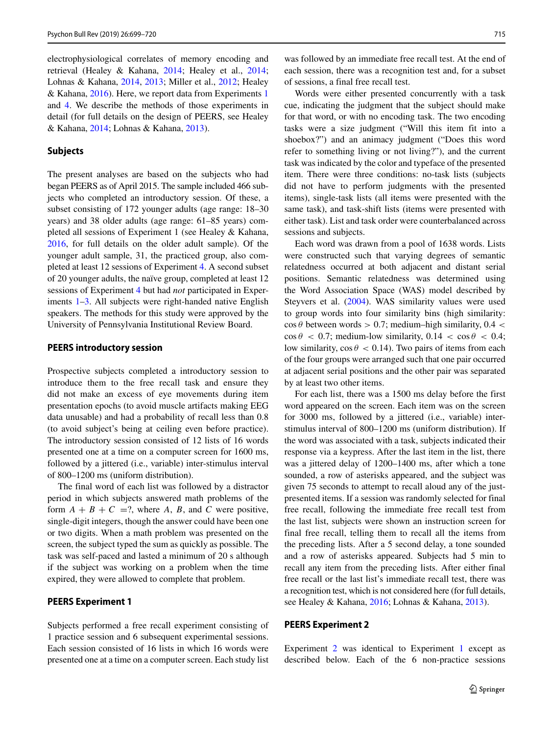electrophysiological correlates of memory encoding and retrieval (Healey & Kahana, 2014; Healey et al., 2014; Lohnas & Kahana, 2014, 2013; Miller et al., 2012; Healey & Kahana, 2016). Here, we report data from Experiments 1 and 4. We describe the methods of those experiments in detail (for full details on the design of PEERS, see Healey & Kahana, 2014; Lohnas & Kahana, 2013).

### Subjects

The present analyses are based on the subjects who had began PEERS as of April 2015. The sample included 466 subjects who completed an introductory session. Of these, a subset consisting of 172 younger adults (age range: 18–30 years) and 38 older adults (age range: 61–85 years) completed all sessions of Experiment 1 (see Healey & Kahana, 2016, for full details on the older adult sample). Of the younger adult sample, 31, the practiced group, also completed at least 12 sessions of Experiment 4. A second subset of 20 younger adults, the naïve group, completed at least 12 sessions of Experiment 4 but had *not* participated in Experiments 1–3. All subjects were right-handed native English speakers. The methods for this study were approved by the University of Pennsylvania Institutional Review Board.

### PEERS introductory session

Prospective subjects completed a introductory session to introduce them to the free recall task and ensure they did not make an excess of eye movements during item presentation epochs (to avoid muscle artifacts making EEG data unusable) and had a probability of recall less than 0.8 (to avoid subject's being at ceiling even before practice). The introductory session consisted of 12 lists of 16 words presented one at a time on a computer screen for 1600 ms, followed by a jittered (i.e., variable) inter-stimulus interval of 800–1200 ms (uniform distribution).

The final word of each list was followed by a distractor period in which subjects answered math problems of the form $A + B + C =?$, where $A$, $B$, and $C$ were positive, single-digit integers, though the answer could have been one or two digits. When a math problem was presented on the screen, the subject typed the sum as quickly as possible. The task was self-paced and lasted a minimum of 20 s although if the subject was working on a problem when the time expired, they were allowed to complete that problem.

### PEERS Experiment 1

Subjects performed a free recall experiment consisting of 1 practice session and 6 subsequent experimental sessions. Each session consisted of 16 lists in which 16 words were presented one at a time on a computer screen. Each study list was followed by an immediate free recall test. At the end of each session, there was a recognition test and, for a subset of sessions, a final free recall test.

Words were either presented concurrently with a task cue, indicating the judgment that the subject should make for that word, or with no encoding task. The two encoding tasks were a size judgment ("Will this item fit into a shoebox?") and an animacy judgment ("Does this word refer to something living or not living?"), and the current task was indicated by the color and typeface of the presented item. There were three conditions: no-task lists (subjects did not have to perform judgments with the presented items), single-task lists (all items were presented with the same task), and task-shift lists (items were presented with either task). List and task order were counterbalanced across sessions and subjects.

Each word was drawn from a pool of 1638 words. Lists were constructed such that varying degrees of semantic relatedness occurred at both adjacent and distant serial positions. Semantic relatedness was determined using the Word Association Space (WAS) model described by Steyvers et al. (2004). WAS similarity values were used to group words into four similarity bins (high similarity: $\cos\theta$ between words $> 0.7$; medium–high similarity, $0.4 < \cos\theta < 0.7$; medium-low similarity, $0.14 < \cos\theta < 0.4$; low similarity, $\cos\theta < 0.14$). Two pairs of items from each of the four groups were arranged such that one pair occurred at adjacent serial positions and the other pair was separated by at least two other items.

For each list, there was a 1500 ms delay before the first word appeared on the screen. Each item was on the screen for 3000 ms, followed by a jittered (i.e., variable) inter-stimulus interval of 800–1200 ms (uniform distribution). If the word was associated with a task, subjects indicated their response via a keypress. After the last item in the list, there was a jittered delay of 1200–1400 ms, after which a tone sounded, a row of asterisks appeared, and the subject was given 75 seconds to attempt to recall aloud any of the just-presented items. If a session was randomly selected for final free recall, following the immediate free recall test from the last list, subjects were shown an instruction screen for final free recall, telling them to recall all the items from the preceding lists. After a 5 second delay, a tone sounded and a row of asterisks appeared. Subjects had 5 min to recall any item from the preceding lists. After either final free recall or the last list's immediate recall test, there was a recognition test, which is not considered here (for full details, see Healey & Kahana, 2016; Lohnas & Kahana, 2013).

### PEERS Experiment 2

Experiment 2 was identical to Experiment 1 except as described below. Each of the 6 non-practice sessions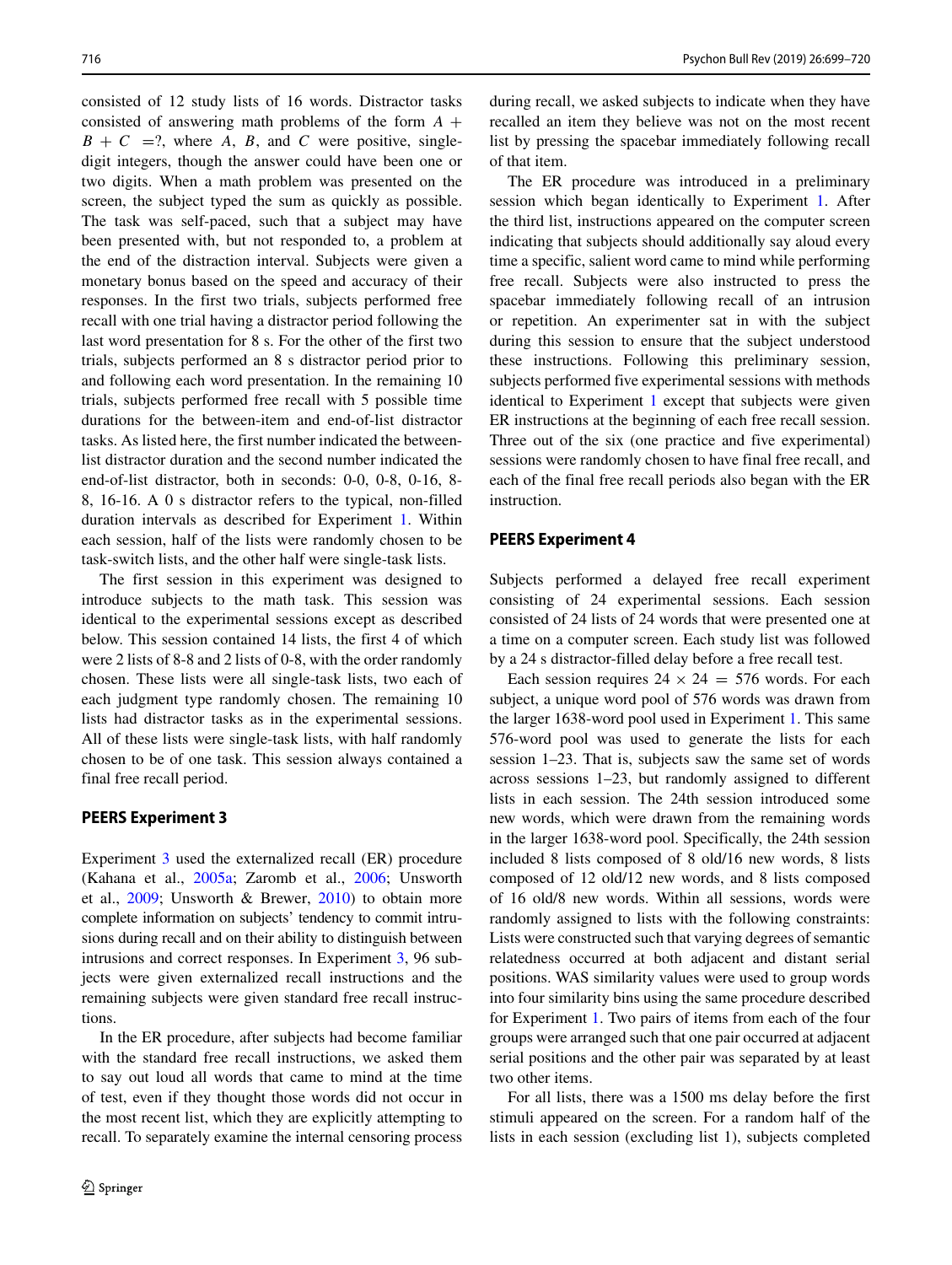consisted of 12 study lists of 16 words. Distractor tasks consisted of answering math problems of the form $A + B + C = ?$, where $A$, $B$, and $C$ were positive, single-digit integers, though the answer could have been one or two digits. When a math problem was presented on the screen, the subject typed the sum as quickly as possible. The task was self-paced, such that a subject may have been presented with, but not responded to, a problem at the end of the distraction interval. Subjects were given a monetary bonus based on the speed and accuracy of their responses. In the first two trials, subjects performed free recall with one trial having a distractor period following the last word presentation for 8 s. For the other of the first two trials, subjects performed an 8 s distractor period prior to and following each word presentation. In the remaining 10 trials, subjects performed free recall with 5 possible time durations for the between-item and end-of-list distractor tasks. As listed here, the first number indicated the between-list distractor duration and the second number indicated the end-of-list distractor, both in seconds: 0-0, 0-8, 0-16, 8-8, 16-16. A 0 s distractor refers to the typical, non-filled duration intervals as described for Experiment 1. Within each session, half of the lists were randomly chosen to be task-switch lists, and the other half were single-task lists.

The first session in this experiment was designed to introduce subjects to the math task. This session was identical to the experimental sessions except as described below. This session contained 14 lists, the first 4 of which were 2 lists of 8-8 and 2 lists of 0-8, with the order randomly chosen. These lists were all single-task lists, two each of each judgment type randomly chosen. The remaining 10 lists had distractor tasks as in the experimental sessions. All of these lists were single-task lists, with half randomly chosen to be of one task. This session always contained a final free recall period.

### PEERS Experiment 3

Experiment 3 used the externalized recall (ER) procedure (Kahana et al., 2005a; Zaromb et al., 2006; Unsworth et al., 2009; Unsworth & Brewer, 2010) to obtain more complete information on subjects' tendency to commit intrusions during recall and on their ability to distinguish between intrusions and correct responses. In Experiment 3, 96 subjects were given externalized recall instructions and the remaining subjects were given standard free recall instructions.

In the ER procedure, after subjects had become familiar with the standard free recall instructions, we asked them to say out loud all words that came to mind at the time of test, even if they thought those words did not occur in the most recent list, which they are explicitly attempting to recall. To separately examine the internal censoring process during recall, we asked subjects to indicate when they have recalled an item they believe was not on the most recent list by pressing the spacebar immediately following recall of that item.

The ER procedure was introduced in a preliminary session which began identically to Experiment 1. After the third list, instructions appeared on the computer screen indicating that subjects should additionally say aloud every time a specific, salient word came to mind while performing free recall. Subjects were also instructed to press the spacebar immediately following recall of an intrusion or repetition. An experimenter sat in with the subject during this session to ensure that the subject understood these instructions. Following this preliminary session, subjects performed five experimental sessions with methods identical to Experiment 1 except that subjects were given ER instructions at the beginning of each free recall session. Three out of the six (one practice and five experimental) sessions were randomly chosen to have final free recall, and each of the final free recall periods also began with the ER instruction.

### PEERS Experiment 4

Subjects performed a delayed free recall experiment consisting of 24 experimental sessions. Each session consisted of 24 lists of 24 words that were presented one at a time on a computer screen. Each study list was followed by a 24 s distractor-filled delay before a free recall test.

Each session requires $24 \times 24 = 576$ words. For each subject, a unique word pool of 576 words was drawn from the larger 1638-word pool used in Experiment 1. This same 576-word pool was used to generate the lists for each session 1–23. That is, subjects saw the same set of words across sessions 1–23, but randomly assigned to different lists in each session. The 24th session introduced some new words, which were drawn from the remaining words in the larger 1638-word pool. Specifically, the 24th session included 8 lists composed of 8 old/16 new words, 8 lists composed of 12 old/12 new words, and 8 lists composed of 16 old/8 new words. Within all sessions, words were randomly assigned to lists with the following constraints: Lists were constructed such that varying degrees of semantic relatedness occurred at both adjacent and distant serial positions. WAS similarity values were used to group words into four similarity bins using the same procedure described for Experiment 1. Two pairs of items from each of the four groups were arranged such that one pair occurred at adjacent serial positions and the other pair was separated by at least two other items.

For all lists, there was a 1500 ms delay before the first stimuli appeared on the screen. For a random half of the lists in each session (excluding list 1), subjects completed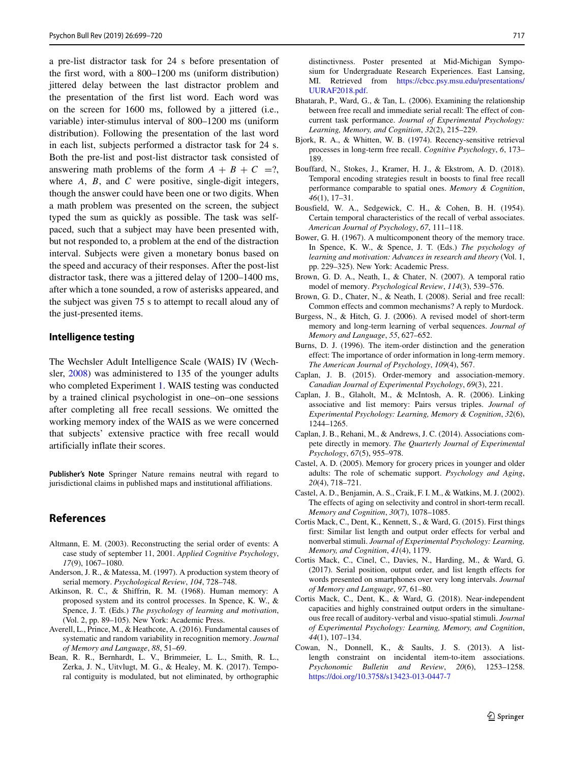a pre-list distractor task for 24 s before presentation of the first word, with a 800–1200 ms (uniform distribution) jittered delay between the last distractor problem and the presentation of the first list word. Each word was on the screen for 1600 ms, followed by a jittered (i.e., variable) inter-stimulus interval of 800–1200 ms (uniform distribution). Following the presentation of the last word in each list, subjects performed a distractor task for 24 s. Both the pre-list and post-list distractor task consisted of answering math problems of the form $A + B + C = ?$, where $A$, $B$, and $C$ were positive, single-digit integers, though the answer could have been one or two digits. When a math problem was presented on the screen, the subject typed the sum as quickly as possible. The task was self-paced, such that a subject may have been presented with, but not responded to, a problem at the end of the distraction interval. Subjects were given a monetary bonus based on the speed and accuracy of their responses. After the post-list distractor task, there was a jittered delay of 1200–1400 ms, after which a tone sounded, a row of asterisks appeared, and the subject was given 75 s to attempt to recall aloud any of the just-presented items.

### Intelligence testing

The Wechsler Adult Intelligence Scale (WAIS) IV (Wechsler, 2008) was administered to 135 of the younger adults who completed Experiment 1. WAIS testing was conducted by a trained clinical psychologist in one–on–one sessions after completing all free recall sessions. We omitted the working memory index of the WAIS as we were concerned that subjects' extensive practice with free recall would artificially inflate their scores.

**Publisher's Note** Springer Nature remains neutral with regard to jurisdictional claims in published maps and institutional affiliations.

## References

Altmann, E. M. (2003). Reconstructing the serial order of events: A case study of september 11, 2001. *Applied Cognitive Psychology*, *17*(9), 1067–1080.

Anderson, J. R., & Matessa, M. (1997). A production system theory of serial memory. *Psychological Review*, *104*, 728–748.

Atkinson, R. C., & Shiffrin, R. M. (1968). Human memory: A proposed system and its control processes. In Spence, K. W., & Spence, J. T. (Eds.) *The psychology of learning and motivation*, (Vol. 2, pp. 89–105). New York: Academic Press.

Averell, L., Prince, M., & Heathcote, A. (2016). Fundamental causes of systematic and random variability in recognition memory. *Journal of Memory and Language*, *88*, 51–69.

Bean, R. R., Bernhardt, L. V., Brimmeier, L. L., Smith, R. L., Zerka, J. N., Uitvlugt, M. G., & Healey, M. K. (2017). Temporal contiguity is modulated, but not eliminated, by orthographic distinctivness. Poster presented at Mid-Michigan Symposium for Undergraduate Research Experiences. East Lansing, MI. Retrieved from https://cbcc.psy.msu.edu/presentations/UURAF2018.pdf.

Bhatarah, P., Ward, G., & Tan, L. (2006). Examining the relationship between free recall and immediate serial recall: The effect of concurrent task performance. *Journal of Experimental Psychology: Learning, Memory, and Cognition*, *32*(2), 215–229.

Bjork, R. A., & Whitten, W. B. (1974). Recency-sensitive retrieval processes in long-term free recall. *Cognitive Psychology*, *6*, 173–189.

Bouffard, N., Stokes, J., Kramer, H. J., & Ekstrom, A. D. (2018). Temporal encoding strategies result in boosts to final free recall performance comparable to spatial ones. *Memory & Cognition*, *46*(1), 17–31.

Bousfield, W. A., Sedgewick, C. H., & Cohen, B. H. (1954). Certain temporal characteristics of the recall of verbal associates. *American Journal of Psychology*, *67*, 111–118.

Bower, G. H. (1967). A multicomponent theory of the memory trace. In Spence, K. W., & Spence, J. T. (Eds.) *The psychology of learning and motivation: Advances in research and theory* (Vol. 1, pp. 229–325). New York: Academic Press.

Brown, G. D. A., Neath, I., & Chater, N. (2007). A temporal ratio model of memory. *Psychological Review*, *114*(3), 539–576.

Brown, G. D., Chater, N., & Neath, I. (2008). Serial and free recall: Common effects and common mechanisms? A reply to Murdock.

Burgess, N., & Hitch, G. J. (2006). A revised model of short-term memory and long-term learning of verbal sequences. *Journal of Memory and Language*, *55*, 627–652.

Burns, D. J. (1996). The item-order distinction and the generation effect: The importance of order information in long-term memory. *The American Journal of Psychology*, *109*(4), 567.

Caplan, J. B. (2015). Order-memory and association-memory. *Canadian Journal of Experimental Psychology*, *69*(3), 221.

Caplan, J. B., Glaholt, M., & McIntosh, A. R. (2006). Linking associative and list memory: Pairs versus triples. *Journal of Experimental Psychology: Learning, Memory & Cognition*, *32*(6), 1244–1265.

Caplan, J. B., Rehani, M., & Andrews, J. C. (2014). Associations compete directly in memory. *The Quarterly Journal of Experimental Psychology*, *67*(5), 955–978.

Castel, A. D. (2005). Memory for grocery prices in younger and older adults: The role of schematic support. *Psychology and Aging*, *20*(4), 718–721.

Castel, A. D., Benjamin, A. S., Craik, F. I. M., & Watkins, M. J. (2002). The effects of aging on selectivity and control in short-term recall. *Memory and Cognition*, *30*(7), 1078–1085.

Cortis Mack, C., Dent, K., Kennett, S., & Ward, G. (2015). First things first: Similar list length and output order effects for verbal and nonverbal stimuli. *Journal of Experimental Psychology: Learning, Memory, and Cognition*, *41*(4), 1179.

Cortis Mack, C., Cinel, C., Davies, N., Harding, M., & Ward, G. (2017). Serial position, output order, and list length effects for words presented on smartphones over very long intervals. *Journal of Memory and Language*, *97*, 61–80.

Cortis Mack, C., Dent, K., & Ward, G. (2018). Near-independent capacities and highly constrained output orders in the simultaneous free recall of auditory-verbal and visuo-spatial stimuli. *Journal of Experimental Psychology: Learning, Memory, and Cognition*, *44*(1), 107–134.

Cowan, N., Donnell, K., & Saults, J. S. (2013). A list-length constraint on incidental item-to-item associations. *Psychonomic Bulletin and Review*, *20*(6), 1253–1258. https://doi.org/10.3758/s13423-013-0447-7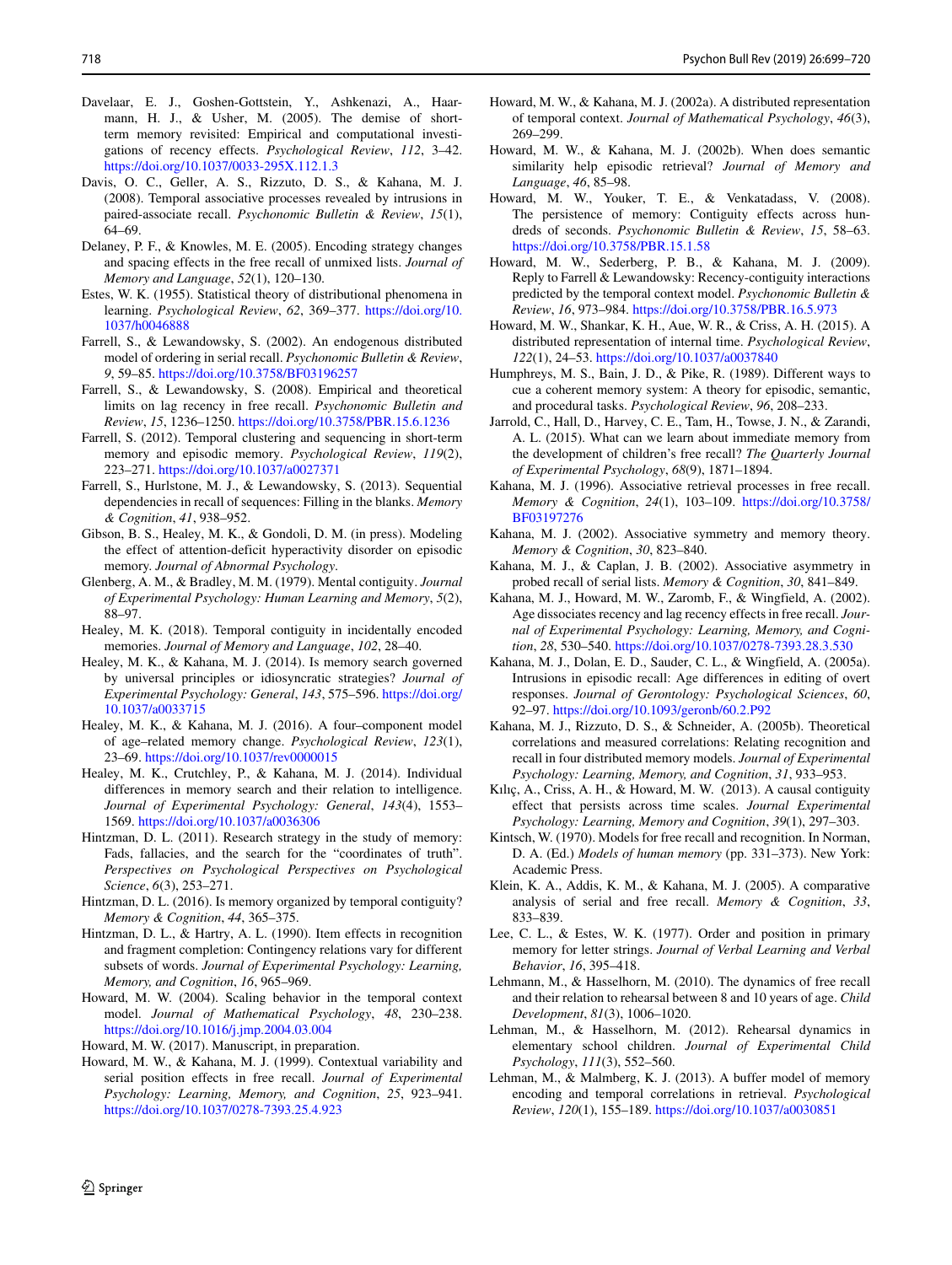Davelaar, E. J., Goshen-Gottstein, Y., Ashkenazi, A., Haarmann, H. J., & Usher, M. (2005). The demise of short-term memory revisited: Empirical and computational investigations of recency effects. *Psychological Review*, *112*, 3–42. https://doi.org/10.1037/0033-295X.112.1.3

Davis, O. C., Geller, A. S., Rizzuto, D. S., & Kahana, M. J. (2008). Temporal associative processes revealed by intrusions in paired-associate recall. *Psychonomic Bulletin & Review*, *15*(1), 64–69.

Delaney, P. F., & Knowles, M. E. (2005). Encoding strategy changes and spacing effects in the free recall of unmixed lists. *Journal of Memory and Language*, *52*(1), 120–130.

Estes, W. K. (1955). Statistical theory of distributional phenomena in learning. *Psychological Review*, *62*, 369–377. https://doi.org/10.1037/h0046888

Farrell, S., & Lewandowsky, S. (2002). An endogenous distributed model of ordering in serial recall. *Psychonomic Bulletin & Review*, *9*, 59–85. https://doi.org/10.3758/BF03196257

Farrell, S., & Lewandowsky, S. (2008). Empirical and theoretical limits on lag recency in free recall. *Psychonomic Bulletin and Review*, *15*, 1236–1250. https://doi.org/10.3758/PBR.15.6.1236

Farrell, S. (2012). Temporal clustering and sequencing in short-term memory and episodic memory. *Psychological Review*, *119*(2), 223–271. https://doi.org/10.1037/a0027371

Farrell, S., Hurlstone, M. J., & Lewandowsky, S. (2013). Sequential dependencies in recall of sequences: Filling in the blanks. *Memory & Cognition*, *41*, 938–952.

Gibson, B. S., Healey, M. K., & Gondoli, D. M. (in press). Modeling the effect of attention-deficit hyperactivity disorder on episodic memory. *Journal of Abnormal Psychology*.

Glenberg, A. M., & Bradley, M. M. (1979). Mental contiguity. *Journal of Experimental Psychology: Human Learning and Memory*, *5*(2), 88–97.

Healey, M. K. (2018). Temporal contiguity in incidentally encoded memories. *Journal of Memory and Language*, *102*, 28–40.

Healey, M. K., & Kahana, M. J. (2014). Is memory search governed by universal principles or idiosyncratic strategies? *Journal of Experimental Psychology: General*, *143*, 575–596. https://doi.org/10.1037/a0033715

Healey, M. K., & Kahana, M. J. (2016). A four–component model of age–related memory change. *Psychological Review*, *123*(1), 23–69. https://doi.org/10.1037/rev0000015

Healey, M. K., Crutchley, P., & Kahana, M. J. (2014). Individual differences in memory search and their relation to intelligence. *Journal of Experimental Psychology: General*, *143*(4), 1553–1569. https://doi.org/10.1037/a0036306

Hintzman, D. L. (2011). Research strategy in the study of memory: Fads, fallacies, and the search for the "coordinates of truth". *Perspectives on Psychological Perspectives on Psychological Science*, *6*(3), 253–271.

Hintzman, D. L. (2016). Is memory organized by temporal contiguity? *Memory & Cognition*, *44*, 365–375.

Hintzman, D. L., & Hartry, A. L. (1990). Item effects in recognition and fragment completion: Contingency relations vary for different subsets of words. *Journal of Experimental Psychology: Learning, Memory, and Cognition*, *16*, 965–969.

Howard, M. W. (2004). Scaling behavior in the temporal context model. *Journal of Mathematical Psychology*, *48*, 230–238. https://doi.org/10.1016/j.jmp.2004.03.004

Howard, M. W. (2017). Manuscript, in preparation.

Howard, M. W., & Kahana, M. J. (1999). Contextual variability and serial position effects in free recall. *Journal of Experimental Psychology: Learning, Memory, and Cognition*, *25*, 923–941. https://doi.org/10.1037/0278-7393.25.4.923

Howard, M. W., & Kahana, M. J. (2002a). A distributed representation of temporal context. *Journal of Mathematical Psychology*, *46*(3), 269–299.

Howard, M. W., & Kahana, M. J. (2002b). When does semantic similarity help episodic retrieval? *Journal of Memory and Language*, *46*, 85–98.

Howard, M. W., Youker, T. E., & Venkatadass, V. (2008). The persistence of memory: Contiguity effects across hundreds of seconds. *Psychonomic Bulletin & Review*, *15*, 58–63. https://doi.org/10.3758/PBR.15.1.58

Howard, M. W., Sederberg, P. B., & Kahana, M. J. (2009). Reply to Farrell & Lewandowsky: Recency-contiguity interactions predicted by the temporal context model. *Psychonomic Bulletin & Review*, *16*, 973–984. https://doi.org/10.3758/PBR.16.5.973

Howard, M. W., Shankar, K. H., Aue, W. R., & Criss, A. H. (2015). A distributed representation of internal time. *Psychological Review*, *122*(1), 24–53. https://doi.org/10.1037/a0037840

Humphreys, M. S., Bain, J. D., & Pike, R. (1989). Different ways to cue a coherent memory system: A theory for episodic, semantic, and procedural tasks. *Psychological Review*, *96*, 208–233.

Jarrold, C., Hall, D., Harvey, C. E., Tam, H., Towse, J. N., & Zarandi, A. L. (2015). What can we learn about immediate memory from the development of children's free recall? *The Quarterly Journal of Experimental Psychology*, *68*(9), 1871–1894.

Kahana, M. J. (1996). Associative retrieval processes in free recall. *Memory & Cognition*, *24*(1), 103–109. https://doi.org/10.3758/BF03197276

Kahana, M. J. (2002). Associative symmetry and memory theory. *Memory & Cognition*, *30*, 823–840.

Kahana, M. J., & Caplan, J. B. (2002). Associative asymmetry in probed recall of serial lists. *Memory & Cognition*, *30*, 841–849.

Kahana, M. J., Howard, M. W., Zaromb, F., & Wingfield, A. (2002). Age dissociates recency and lag recency effects in free recall. *Journal of Experimental Psychology: Learning, Memory, and Cognition*, *28*, 530–540. https://doi.org/10.1037/0278-7393.28.3.530

Kahana, M. J., Dolan, E. D., Sauder, C. L., & Wingfield, A. (2005a). Intrusions in episodic recall: Age differences in editing of overt responses. *Journal of Gerontology: Psychological Sciences*, *60*, 92–97. https://doi.org/10.1093/geronb/60.2.P92

Kahana, M. J., Rizzuto, D. S., & Schneider, A. (2005b). Theoretical correlations and measured correlations: Relating recognition and recall in four distributed memory models. *Journal of Experimental Psychology: Learning, Memory, and Cognition*, *31*, 933–953.

Kılıç, A., Criss, A. H., & Howard, M. W. (2013). A causal contiguity effect that persists across time scales. *Journal Experimental Psychology: Learning, Memory and Cognition*, *39*(1), 297–303.

Kintsch, W. (1970). Models for free recall and recognition. In Norman, D. A. (Ed.) *Models of human memory* (pp. 331–373). New York: Academic Press.

Klein, K. A., Addis, K. M., & Kahana, M. J. (2005). A comparative analysis of serial and free recall. *Memory & Cognition*, *33*, 833–839.

Lee, C. L., & Estes, W. K. (1977). Order and position in primary memory for letter strings. *Journal of Verbal Learning and Verbal Behavior*, *16*, 395–418.

Lehmann, M., & Hasselhorn, M. (2010). The dynamics of free recall and their relation to rehearsal between 8 and 10 years of age. *Child Development*, *81*(3), 1006–1020.

Lehman, M., & Hasselhorn, M. (2012). Rehearsal dynamics in elementary school children. *Journal of Experimental Child Psychology*, *111*(3), 552–560.

Lehman, M., & Malmberg, K. J. (2013). A buffer model of memory encoding and temporal correlations in retrieval. *Psychological Review*, *120*(1), 155–189. https://doi.org/10.1037/a0030851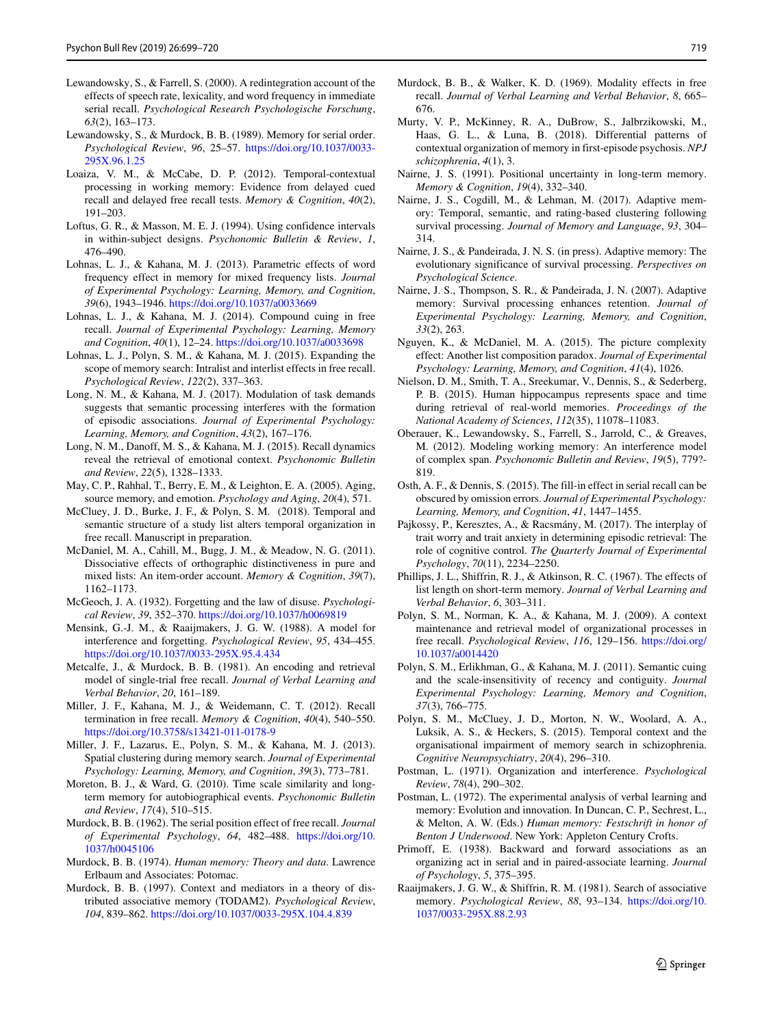Lewandowsky, S., & Farrell, S. (2000). A redintegration account of the effects of speech rate, lexicality, and word frequency in immediate serial recall. *Psychological Research Psychologische Forschung*, *63*(2), 163–173.

Lewandowsky, S., & Murdock, B. B. (1989). Memory for serial order. *Psychological Review*, *96*, 25–57. https://doi.org/10.1037/0033-295X.96.1.25

Loaiza, V. M., & McCabe, D. P. (2012). Temporal-contextual processing in working memory: Evidence from delayed cued recall and delayed free recall tests. *Memory & Cognition*, *40*(2), 191–203.

Loftus, G. R., & Masson, M. E. J. (1994). Using confidence intervals in within-subject designs. *Psychonomic Bulletin & Review*, *1*, 476–490.

Lohnas, L. J., & Kahana, M. J. (2013). Parametric effects of word frequency effect in memory for mixed frequency lists. *Journal of Experimental Psychology: Learning, Memory, and Cognition*, *39*(6), 1943–1946. https://doi.org/10.1037/a0033669

Lohnas, L. J., & Kahana, M. J. (2014). Compound cuing in free recall. *Journal of Experimental Psychology: Learning, Memory and Cognition*, *40*(1), 12–24. https://doi.org/10.1037/a0033698

Lohnas, L. J., Polyn, S. M., & Kahana, M. J. (2015). Expanding the scope of memory search: Intralist and interlist effects in free recall. *Psychological Review*, *122*(2), 337–363.

Long, N. M., & Kahana, M. J. (2017). Modulation of task demands suggests that semantic processing interferes with the formation of episodic associations. *Journal of Experimental Psychology: Learning, Memory, and Cognition*, *43*(2), 167–176.

Long, N. M., Danoff, M. S., & Kahana, M. J. (2015). Recall dynamics reveal the retrieval of emotional context. *Psychonomic Bulletin and Review*, *22*(5), 1328–1333.

May, C. P., Rahhal, T., Berry, E. M., & Leighton, E. A. (2005). Aging, source memory, and emotion. *Psychology and Aging*, *20*(4), 571.

McCluey, J. D., Burke, J. F., & Polyn, S. M. (2018). Temporal and semantic structure of a study list alters temporal organization in free recall. Manuscript in preparation.

McDaniel, M. A., Cahill, M., Bugg, J. M., & Meadow, N. G. (2011). Dissociative effects of orthographic distinctiveness in pure and mixed lists: An item-order account. *Memory & Cognition*, *39*(7), 1162–1173.

McGeoch, J. A. (1932). Forgetting and the law of disuse. *Psychological Review*, *39*, 352–370. https://doi.org/10.1037/h0069819

Mensink, G.-J. M., & Raaijmakers, J. G. W. (1988). A model for interference and forgetting. *Psychological Review*, *95*, 434–455. https://doi.org/10.1037/0033-295X.95.4.434

Metcalfe, J., & Murdock, B. B. (1981). An encoding and retrieval model of single-trial free recall. *Journal of Verbal Learning and Verbal Behavior*, *20*, 161–189.

Miller, J. F., Kahana, M. J., & Weidemann, C. T. (2012). Recall termination in free recall. *Memory & Cognition*, *40*(4), 540–550. https://doi.org/10.3758/s13421-011-0178-9

Miller, J. F., Lazarus, E., Polyn, S. M., & Kahana, M. J. (2013). Spatial clustering during memory search. *Journal of Experimental Psychology: Learning, Memory, and Cognition*, *39*(3), 773–781.

Moreton, B. J., & Ward, G. (2010). Time scale similarity and long-term memory for autobiographical events. *Psychonomic Bulletin and Review*, *17*(4), 510–515.

Murdock, B. B. (1962). The serial position effect of free recall. *Journal of Experimental Psychology*, *64*, 482–488. https://doi.org/10.1037/h0045106

Murdock, B. B. (1974). *Human memory: Theory and data*. Lawrence Erlbaum and Associates: Potomac.

Murdock, B. B. (1997). Context and mediators in a theory of distributed associative memory (TODAM2). *Psychological Review*, *104*, 839–862. https://doi.org/10.1037/0033-295X.104.4.839

Murdock, B. B., & Walker, K. D. (1969). Modality effects in free recall. *Journal of Verbal Learning and Verbal Behavior*, *8*, 665–676.

Murty, V. P., McKinney, R. A., DuBrow, S., Jalbrzikowski, M., Haas, G. L., & Luna, B. (2018). Differential patterns of contextual organization of memory in first-episode psychosis. *NPJ schizophrenia*, *4*(1), 3.

Nairne, J. S. (1991). Positional uncertainty in long-term memory. *Memory & Cognition*, *19*(4), 332–340.

Nairne, J. S., Cogdill, M., & Lehman, M. (2017). Adaptive memory: Temporal, semantic, and rating-based clustering following survival processing. *Journal of Memory and Language*, *93*, 304–314.

Nairne, J. S., & Pandeirada, J. N. S. (in press). Adaptive memory: The evolutionary significance of survival processing. *Perspectives on Psychological Science*.

Nairne, J. S., Thompson, S. R., & Pandeirada, J. N. (2007). Adaptive memory: Survival processing enhances retention. *Journal of Experimental Psychology: Learning, Memory, and Cognition*, *33*(2), 263.

Nguyen, K., & McDaniel, M. A. (2015). The picture complexity effect: Another list composition paradox. *Journal of Experimental Psychology: Learning, Memory, and Cognition*, *41*(4), 1026.

Nielson, D. M., Smith, T. A., Sreekumar, V., Dennis, S., & Sederberg, P. B. (2015). Human hippocampus represents space and time during retrieval of real-world memories. *Proceedings of the National Academy of Sciences*, *112*(35), 11078–11083.

Oberauer, K., Lewandowsky, S., Farrell, S., Jarrold, C., & Greaves, M. (2012). Modeling working memory: An interference model of complex span. *Psychonomic Bulletin and Review*, *19*(5), 779?-819.

Osth, A. F., & Dennis, S. (2015). The fill-in effect in serial recall can be obscured by omission errors. *Journal of Experimental Psychology: Learning, Memory, and Cognition*, *41*, 1447–1455.

Pajkossy, P., Keresztes, A., & Racsmány, M. (2017). The interplay of trait worry and trait anxiety in determining episodic retrieval: The role of cognitive control. *The Quarterly Journal of Experimental Psychology*, *70*(11), 2234–2250.

Phillips, J. L., Shiffrin, R. J., & Atkinson, R. C. (1967). The effects of list length on short-term memory. *Journal of Verbal Learning and Verbal Behavior*, *6*, 303–311.

Polyn, S. M., Norman, K. A., & Kahana, M. J. (2009). A context maintenance and retrieval model of organizational processes in free recall. *Psychological Review*, *116*, 129–156. https://doi.org/10.1037/a0014420

Polyn, S. M., Erlikhman, G., & Kahana, M. J. (2011). Semantic cuing and the scale-insensitivity of recency and contiguity. *Journal Experimental Psychology: Learning, Memory and Cognition*, *37*(3), 766–775.

Polyn, S. M., McCluey, J. D., Morton, N. W., Woolard, A. A., Luksik, A. S., & Heckers, S. (2015). Temporal context and the organisational impairment of memory search in schizophrenia. *Cognitive Neuropsychiatry*, *20*(4), 296–310.

Postman, L. (1971). Organization and interference. *Psychological Review*, *78*(4), 290–302.

Postman, L. (1972). The experimental analysis of verbal learning and memory: Evolution and innovation. In Duncan, C. P., Sechrest, L., & Melton, A. W. (Eds.) *Human memory: Festschrift in honor of Benton J Underwood*. New York: Appleton Century Crofts.

Primoff, E. (1938). Backward and forward associations as an organizing act in serial and in paired-associate learning. *Journal of Psychology*, *5*, 375–395.

Raaijmakers, J. G. W., & Shiffrin, R. M. (1981). Search of associative memory. *Psychological Review*, *88*, 93–134. https://doi.org/10.1037/0033-295X.88.2.93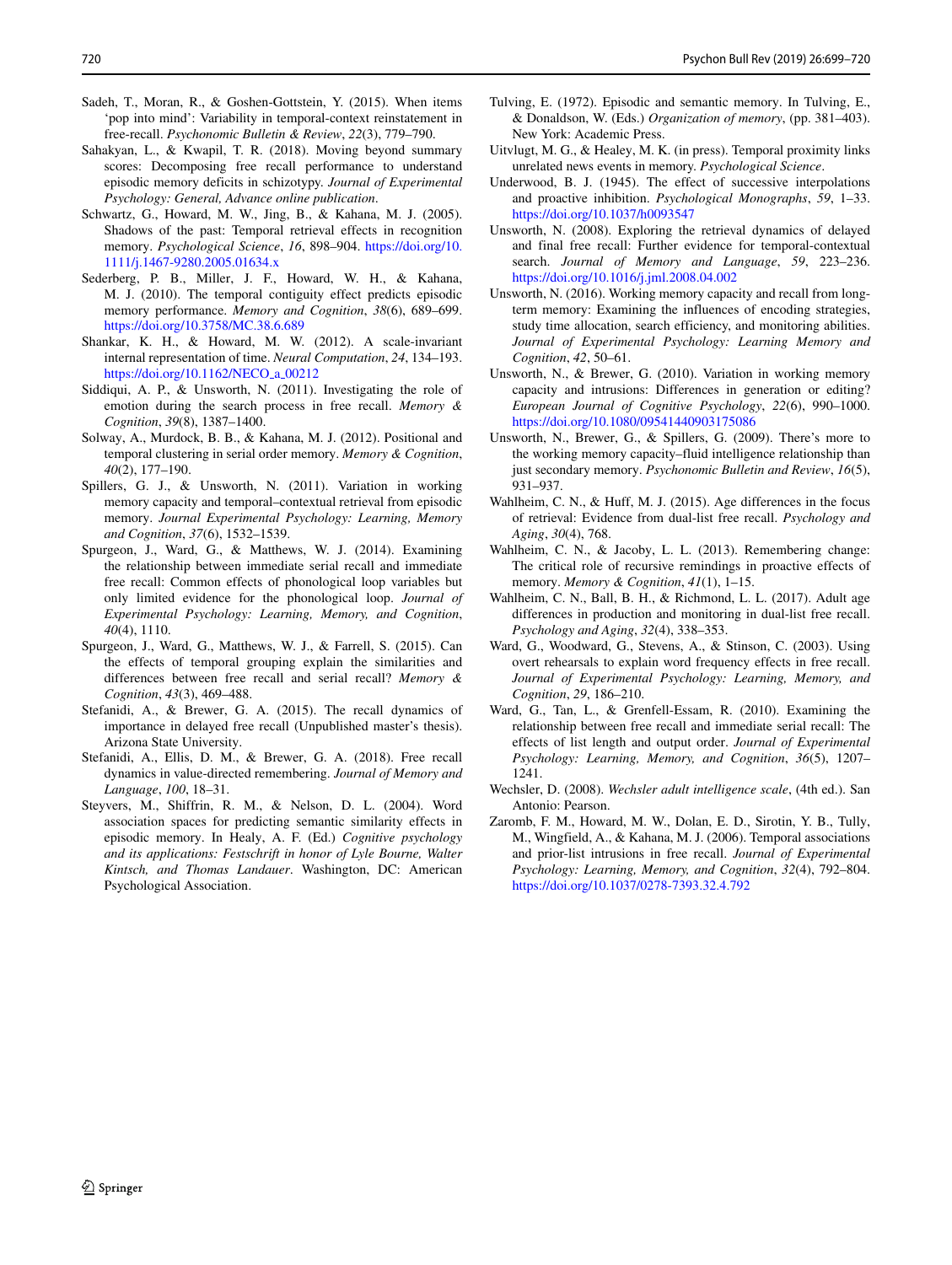Sadeh, T., Moran, R., & Goshen-Gottstein, Y. (2015). When items 'pop into mind': Variability in temporal-context reinstatement in free-recall. *Psychonomic Bulletin & Review*, *22*(3), 779–790.

Sahakyan, L., & Kwapil, T. R. (2018). Moving beyond summary scores: Decomposing free recall performance to understand episodic memory deficits in schizotypy. *Journal of Experimental Psychology: General, Advance online publication*.

Schwartz, G., Howard, M. W., Jing, B., & Kahana, M. J. (2005). Shadows of the past: Temporal retrieval effects in recognition memory. *Psychological Science*, *16*, 898–904. https://doi.org/10.1111/j.1467-9280.2005.01634.x

Sederberg, P. B., Miller, J. F., Howard, W. H., & Kahana, M. J. (2010). The temporal contiguity effect predicts episodic memory performance. *Memory and Cognition*, *38*(6), 689–699. https://doi.org/10.3758/MC.38.6.689

Shankar, K. H., & Howard, M. W. (2012). A scale-invariant internal representation of time. *Neural Computation*, *24*, 134–193. https://doi.org/10.1162/NECO_a_00212

Siddiqui, A. P., & Unsworth, N. (2011). Investigating the role of emotion during the search process in free recall. *Memory & Cognition*, *39*(8), 1387–1400.

Solway, A., Murdock, B. B., & Kahana, M. J. (2012). Positional and temporal clustering in serial order memory. *Memory & Cognition*, *40*(2), 177–190.

Spillers, G. J., & Unsworth, N. (2011). Variation in working memory capacity and temporal–contextual retrieval from episodic memory. *Journal Experimental Psychology: Learning, Memory and Cognition*, *37*(6), 1532–1539.

Spurgeon, J., Ward, G., & Matthews, W. J. (2014). Examining the relationship between immediate serial recall and immediate free recall: Common effects of phonological loop variables but only limited evidence for the phonological loop. *Journal of Experimental Psychology: Learning, Memory, and Cognition*, *40*(4), 1110.

Spurgeon, J., Ward, G., Matthews, W. J., & Farrell, S. (2015). Can the effects of temporal grouping explain the similarities and differences between free recall and serial recall? *Memory & Cognition*, *43*(3), 469–488.

Stefanidi, A., & Brewer, G. A. (2015). The recall dynamics of importance in delayed free recall (Unpublished master's thesis). Arizona State University.

Stefanidi, A., Ellis, D. M., & Brewer, G. A. (2018). Free recall dynamics in value-directed remembering. *Journal of Memory and Language*, *100*, 18–31.

Steyvers, M., Shiffrin, R. M., & Nelson, D. L. (2004). Word association spaces for predicting semantic similarity effects in episodic memory. In Healy, A. F. (Ed.) *Cognitive psychology and its applications: Festschrift in honor of Lyle Bourne, Walter Kintsch, and Thomas Landauer*. Washington, DC: American Psychological Association.

Tulving, E. (1972). Episodic and semantic memory. In Tulving, E., & Donaldson, W. (Eds.) *Organization of memory*, (pp. 381–403). New York: Academic Press.

Uitvlugt, M. G., & Healey, M. K. (in press). Temporal proximity links unrelated news events in memory. *Psychological Science*.

Underwood, B. J. (1945). The effect of successive interpolations and proactive inhibition. *Psychological Monographs*, *59*, 1–33. https://doi.org/10.1037/h0093547

Unsworth, N. (2008). Exploring the retrieval dynamics of delayed and final free recall: Further evidence for temporal-contextual search. *Journal of Memory and Language*, *59*, 223–236. https://doi.org/10.1016/j.jml.2008.04.002

Unsworth, N. (2016). Working memory capacity and recall from long-term memory: Examining the influences of encoding strategies, study time allocation, search efficiency, and monitoring abilities. *Journal of Experimental Psychology: Learning Memory and Cognition*, *42*, 50–61.

Unsworth, N., & Brewer, G. (2010). Variation in working memory capacity and intrusions: Differences in generation or editing? *European Journal of Cognitive Psychology*, *22*(6), 990–1000. https://doi.org/10.1080/09541440903175086

Unsworth, N., Brewer, G., & Spillers, G. (2009). There's more to the working memory capacity–fluid intelligence relationship than just secondary memory. *Psychonomic Bulletin and Review*, *16*(5), 931–937.

Wahlheim, C. N., & Huff, M. J. (2015). Age differences in the focus of retrieval: Evidence from dual-list free recall. *Psychology and Aging*, *30*(4), 768.

Wahlheim, C. N., & Jacoby, L. L. (2013). Remembering change: The critical role of recursive remindings in proactive effects of memory. *Memory & Cognition*, *41*(1), 1–15.

Wahlheim, C. N., Ball, B. H., & Richmond, L. L. (2017). Adult age differences in production and monitoring in dual-list free recall. *Psychology and Aging*, *32*(4), 338–353.

Ward, G., Woodward, G., Stevens, A., & Stinson, C. (2003). Using overt rehearsals to explain word frequency effects in free recall. *Journal of Experimental Psychology: Learning, Memory, and Cognition*, *29*, 186–210.

Ward, G., Tan, L., & Grenfell-Essam, R. (2010). Examining the relationship between free recall and immediate serial recall: The effects of list length and output order. *Journal of Experimental Psychology: Learning, Memory, and Cognition*, *36*(5), 1207–1241.

Wechsler, D. (2008). *Wechsler adult intelligence scale*, (4th ed.). San Antonio: Pearson.

Zaromb, F. M., Howard, M. W., Dolan, E. D., Sirotin, Y. B., Tully, M., Wingfield, A., & Kahana, M. J. (2006). Temporal associations and prior-list intrusions in free recall. *Journal of Experimental Psychology: Learning, Memory, and Cognition*, *32*(4), 792–804. https://doi.org/10.1037/0278-7393.32.4.792